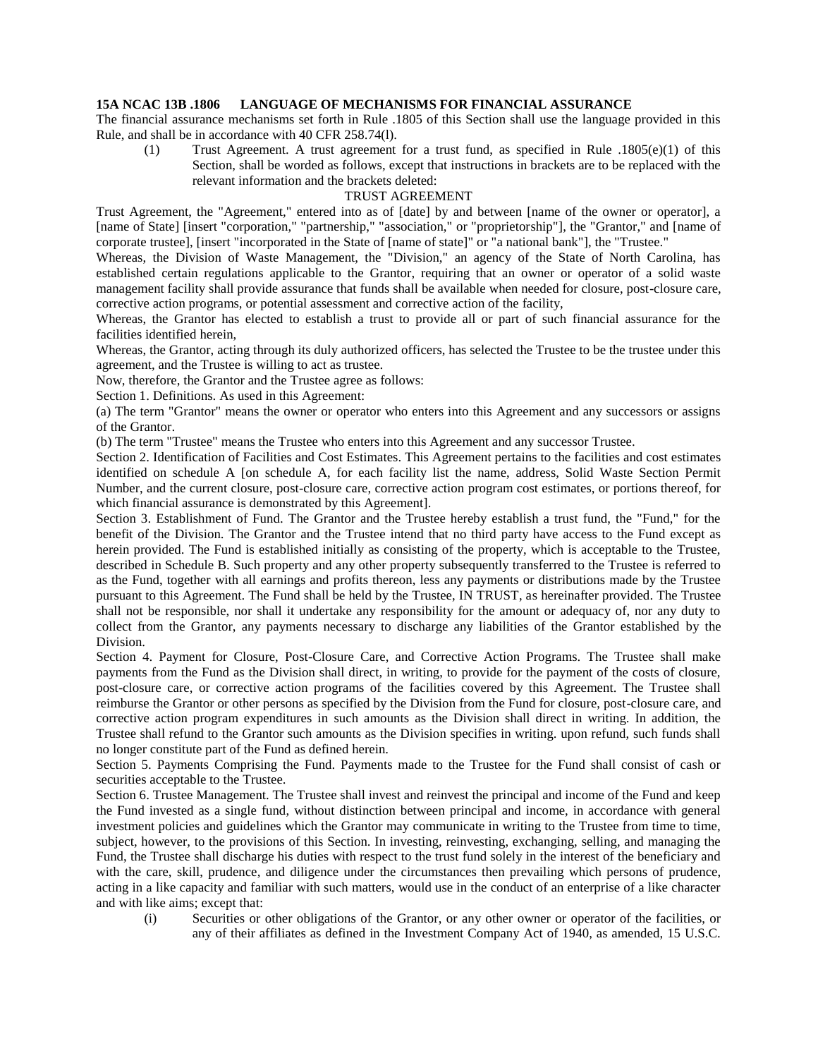**15A NCAC 13B .1806 LANGUAGE OF MECHANISMS FOR FINANCIAL ASSURANCE**

The financial assurance mechanisms set forth in Rule .1805 of this Section shall use the language provided in this Rule, and shall be in accordance with 40 CFR 258.74(l).

(1) Trust Agreement. A trust agreement for a trust fund, as specified in Rule .1805(e)(1) of this Section, shall be worded as follows, except that instructions in brackets are to be replaced with the relevant information and the brackets deleted:

TRUST AGREEMENT

Trust Agreement, the "Agreement," entered into as of [date] by and between [name of the owner or operator], a [name of State] [insert "corporation," "partnership," "association," or "proprietorship"], the "Grantor," and [name of corporate trustee], [insert "incorporated in the State of [name of state]" or "a national bank"], the "Trustee."

Whereas, the Division of Waste Management, the "Division," an agency of the State of North Carolina, has established certain regulations applicable to the Grantor, requiring that an owner or operator of a solid waste management facility shall provide assurance that funds shall be available when needed for closure, post-closure care, corrective action programs, or potential assessment and corrective action of the facility,

Whereas, the Grantor has elected to establish a trust to provide all or part of such financial assurance for the facilities identified herein,

Whereas, the Grantor, acting through its duly authorized officers, has selected the Trustee to be the trustee under this agreement, and the Trustee is willing to act as trustee.

Now, therefore, the Grantor and the Trustee agree as follows:

Section 1. Definitions. As used in this Agreement:

(a) The term "Grantor" means the owner or operator who enters into this Agreement and any successors or assigns of the Grantor.

(b) The term "Trustee" means the Trustee who enters into this Agreement and any successor Trustee.

Section 2. Identification of Facilities and Cost Estimates. This Agreement pertains to the facilities and cost estimates identified on schedule A [on schedule A, for each facility list the name, address, Solid Waste Section Permit Number, and the current closure, post-closure care, corrective action program cost estimates, or portions thereof, for which financial assurance is demonstrated by this Agreement].

Section 3. Establishment of Fund. The Grantor and the Trustee hereby establish a trust fund, the "Fund," for the benefit of the Division. The Grantor and the Trustee intend that no third party have access to the Fund except as herein provided. The Fund is established initially as consisting of the property, which is acceptable to the Trustee, described in Schedule B. Such property and any other property subsequently transferred to the Trustee is referred to as the Fund, together with all earnings and profits thereon, less any payments or distributions made by the Trustee pursuant to this Agreement. The Fund shall be held by the Trustee, IN TRUST, as hereinafter provided. The Trustee shall not be responsible, nor shall it undertake any responsibility for the amount or adequacy of, nor any duty to collect from the Grantor, any payments necessary to discharge any liabilities of the Grantor established by the Division.

Section 4. Payment for Closure, Post-Closure Care, and Corrective Action Programs. The Trustee shall make payments from the Fund as the Division shall direct, in writing, to provide for the payment of the costs of closure, post-closure care, or corrective action programs of the facilities covered by this Agreement. The Trustee shall reimburse the Grantor or other persons as specified by the Division from the Fund for closure, post-closure care, and corrective action program expenditures in such amounts as the Division shall direct in writing. In addition, the Trustee shall refund to the Grantor such amounts as the Division specifies in writing. upon refund, such funds shall no longer constitute part of the Fund as defined herein.

Section 5. Payments Comprising the Fund. Payments made to the Trustee for the Fund shall consist of cash or securities acceptable to the Trustee.

Section 6. Trustee Management. The Trustee shall invest and reinvest the principal and income of the Fund and keep the Fund invested as a single fund, without distinction between principal and income, in accordance with general investment policies and guidelines which the Grantor may communicate in writing to the Trustee from time to time, subject, however, to the provisions of this Section. In investing, reinvesting, exchanging, selling, and managing the Fund, the Trustee shall discharge his duties with respect to the trust fund solely in the interest of the beneficiary and with the care, skill, prudence, and diligence under the circumstances then prevailing which persons of prudence, acting in a like capacity and familiar with such matters, would use in the conduct of an enterprise of a like character and with like aims; except that:

(i) Securities or other obligations of the Grantor, or any other owner or operator of the facilities, or any of their affiliates as defined in the Investment Company Act of 1940, as amended, 15 U.S.C.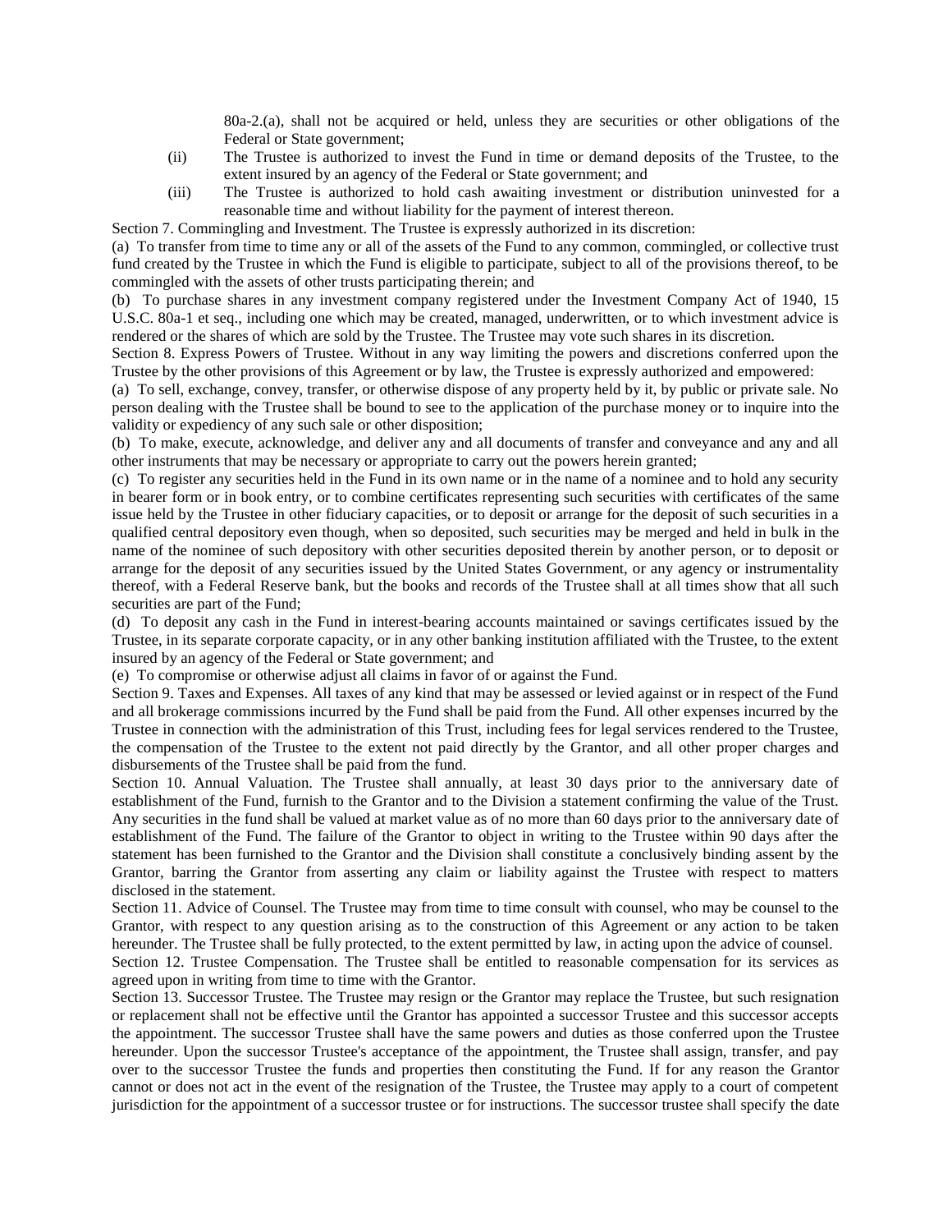80a-2.(a), shall not be acquired or held, unless they are securities or other obligations of the Federal or State government;

(ii) The Trustee is authorized to invest the Fund in time or demand deposits of the Trustee, to the extent insured by an agency of the Federal or State government; and

(iii) The Trustee is authorized to hold cash awaiting investment or distribution uninvested for a reasonable time and without liability for the payment of interest thereon.

Section 7. Commingling and Investment. The Trustee is expressly authorized in its discretion:

(a) To transfer from time to time any or all of the assets of the Fund to any common, commingled, or collective trust fund created by the Trustee in which the Fund is eligible to participate, subject to all of the provisions thereof, to be commingled with the assets of other trusts participating therein; and

(b) To purchase shares in any investment company registered under the Investment Company Act of 1940, 15 U.S.C. 80a-1 et seq., including one which may be created, managed, underwritten, or to which investment advice is rendered or the shares of which are sold by the Trustee. The Trustee may vote such shares in its discretion.

Section 8. Express Powers of Trustee. Without in any way limiting the powers and discretions conferred upon the Trustee by the other provisions of this Agreement or by law, the Trustee is expressly authorized and empowered:

(a) To sell, exchange, convey, transfer, or otherwise dispose of any property held by it, by public or private sale. No person dealing with the Trustee shall be bound to see to the application of the purchase money or to inquire into the validity or expediency of any such sale or other disposition;

(b) To make, execute, acknowledge, and deliver any and all documents of transfer and conveyance and any and all other instruments that may be necessary or appropriate to carry out the powers herein granted;

(c) To register any securities held in the Fund in its own name or in the name of a nominee and to hold any security in bearer form or in book entry, or to combine certificates representing such securities with certificates of the same issue held by the Trustee in other fiduciary capacities, or to deposit or arrange for the deposit of such securities in a qualified central depository even though, when so deposited, such securities may be merged and held in bulk in the name of the nominee of such depository with other securities deposited therein by another person, or to deposit or arrange for the deposit of any securities issued by the United States Government, or any agency or instrumentality thereof, with a Federal Reserve bank, but the books and records of the Trustee shall at all times show that all such securities are part of the Fund;

(d) To deposit any cash in the Fund in interest-bearing accounts maintained or savings certificates issued by the Trustee, in its separate corporate capacity, or in any other banking institution affiliated with the Trustee, to the extent insured by an agency of the Federal or State government; and

(e) To compromise or otherwise adjust all claims in favor of or against the Fund.

Section 9. Taxes and Expenses. All taxes of any kind that may be assessed or levied against or in respect of the Fund and all brokerage commissions incurred by the Fund shall be paid from the Fund. All other expenses incurred by the Trustee in connection with the administration of this Trust, including fees for legal services rendered to the Trustee, the compensation of the Trustee to the extent not paid directly by the Grantor, and all other proper charges and disbursements of the Trustee shall be paid from the fund.

Section 10. Annual Valuation. The Trustee shall annually, at least 30 days prior to the anniversary date of establishment of the Fund, furnish to the Grantor and to the Division a statement confirming the value of the Trust. Any securities in the fund shall be valued at market value as of no more than 60 days prior to the anniversary date of establishment of the Fund. The failure of the Grantor to object in writing to the Trustee within 90 days after the statement has been furnished to the Grantor and the Division shall constitute a conclusively binding assent by the Grantor, barring the Grantor from asserting any claim or liability against the Trustee with respect to matters disclosed in the statement.

Section 11. Advice of Counsel. The Trustee may from time to time consult with counsel, who may be counsel to the Grantor, with respect to any question arising as to the construction of this Agreement or any action to be taken hereunder. The Trustee shall be fully protected, to the extent permitted by law, in acting upon the advice of counsel.

Section 12. Trustee Compensation. The Trustee shall be entitled to reasonable compensation for its services as agreed upon in writing from time to time with the Grantor.

Section 13. Successor Trustee. The Trustee may resign or the Grantor may replace the Trustee, but such resignation or replacement shall not be effective until the Grantor has appointed a successor Trustee and this successor accepts the appointment. The successor Trustee shall have the same powers and duties as those conferred upon the Trustee hereunder. Upon the successor Trustee's acceptance of the appointment, the Trustee shall assign, transfer, and pay over to the successor Trustee the funds and properties then constituting the Fund. If for any reason the Grantor cannot or does not act in the event of the resignation of the Trustee, the Trustee may apply to a court of competent jurisdiction for the appointment of a successor trustee or for instructions. The successor trustee shall specify the date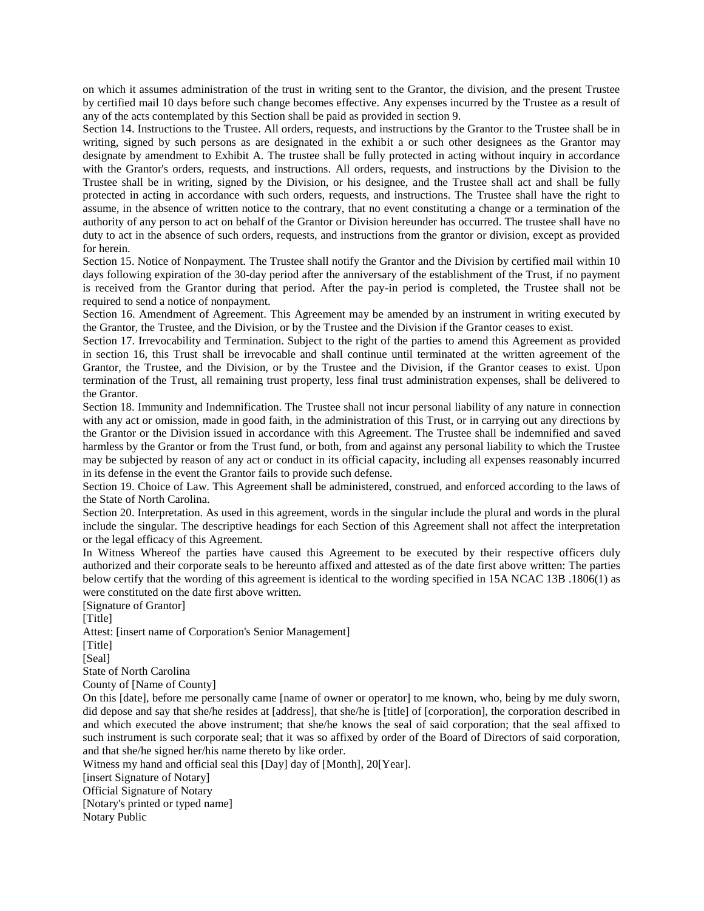on which it assumes administration of the trust in writing sent to the Grantor, the division, and the present Trustee by certified mail 10 days before such change becomes effective. Any expenses incurred by the Trustee as a result of any of the acts contemplated by this Section shall be paid as provided in section 9.

Section 14. Instructions to the Trustee. All orders, requests, and instructions by the Grantor to the Trustee shall be in writing, signed by such persons as are designated in the exhibit a or such other designees as the Grantor may designate by amendment to Exhibit A. The trustee shall be fully protected in acting without inquiry in accordance with the Grantor's orders, requests, and instructions. All orders, requests, and instructions by the Division to the Trustee shall be in writing, signed by the Division, or his designee, and the Trustee shall act and shall be fully protected in acting in accordance with such orders, requests, and instructions. The Trustee shall have the right to assume, in the absence of written notice to the contrary, that no event constituting a change or a termination of the authority of any person to act on behalf of the Grantor or Division hereunder has occurred. The trustee shall have no duty to act in the absence of such orders, requests, and instructions from the grantor or division, except as provided for herein.

Section 15. Notice of Nonpayment. The Trustee shall notify the Grantor and the Division by certified mail within 10 days following expiration of the 30-day period after the anniversary of the establishment of the Trust, if no payment is received from the Grantor during that period. After the pay-in period is completed, the Trustee shall not be required to send a notice of nonpayment.

Section 16. Amendment of Agreement. This Agreement may be amended by an instrument in writing executed by the Grantor, the Trustee, and the Division, or by the Trustee and the Division if the Grantor ceases to exist.

Section 17. Irrevocability and Termination. Subject to the right of the parties to amend this Agreement as provided in section 16, this Trust shall be irrevocable and shall continue until terminated at the written agreement of the Grantor, the Trustee, and the Division, or by the Trustee and the Division, if the Grantor ceases to exist. Upon termination of the Trust, all remaining trust property, less final trust administration expenses, shall be delivered to the Grantor.

Section 18. Immunity and Indemnification. The Trustee shall not incur personal liability of any nature in connection with any act or omission, made in good faith, in the administration of this Trust, or in carrying out any directions by the Grantor or the Division issued in accordance with this Agreement. The Trustee shall be indemnified and saved harmless by the Grantor or from the Trust fund, or both, from and against any personal liability to which the Trustee may be subjected by reason of any act or conduct in its official capacity, including all expenses reasonably incurred in its defense in the event the Grantor fails to provide such defense.

Section 19. Choice of Law. This Agreement shall be administered, construed, and enforced according to the laws of the State of North Carolina.

Section 20. Interpretation. As used in this agreement, words in the singular include the plural and words in the plural include the singular. The descriptive headings for each Section of this Agreement shall not affect the interpretation or the legal efficacy of this Agreement.

In Witness Whereof the parties have caused this Agreement to be executed by their respective officers duly authorized and their corporate seals to be hereunto affixed and attested as of the date first above written: The parties below certify that the wording of this agreement is identical to the wording specified in 15A NCAC 13B .1806(1) as were constituted on the date first above written.

[Signature of Grantor]

[Title]

Attest: [insert name of Corporation's Senior Management]

[Title]

[Seal]

State of North Carolina

County of [Name of County]

On this [date], before me personally came [name of owner or operator] to me known, who, being by me duly sworn, did depose and say that she/he resides at [address], that she/he is [title] of [corporation], the corporation described in and which executed the above instrument; that she/he knows the seal of said corporation; that the seal affixed to such instrument is such corporate seal; that it was so affixed by order of the Board of Directors of said corporation, and that she/he signed her/his name thereto by like order.

Witness my hand and official seal this [Day] day of [Month], 20[Year].

[insert Signature of Notary]

Official Signature of Notary

[Notary's printed or typed name]

Notary Public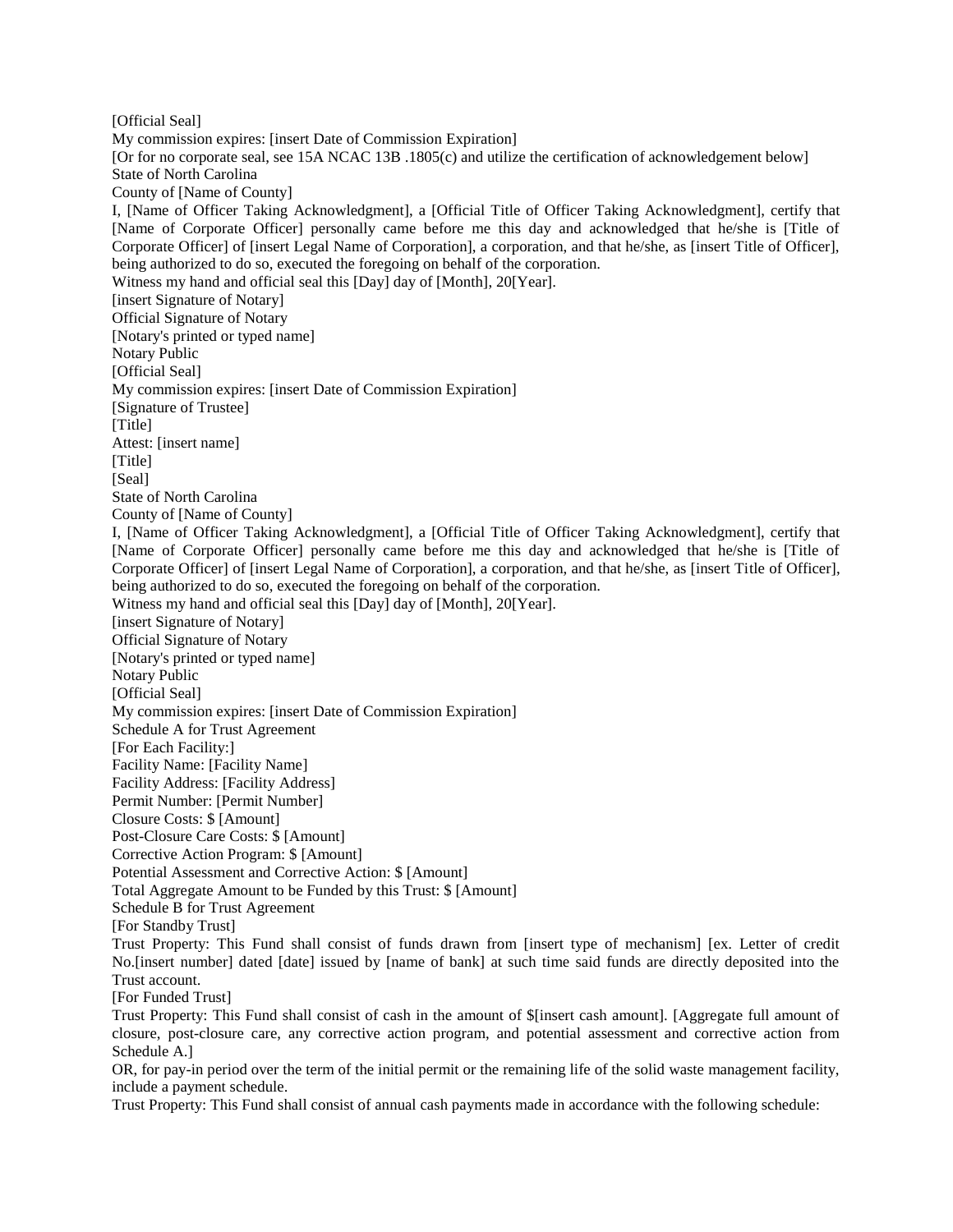[Official Seal]

My commission expires: [insert Date of Commission Expiration]

[Or for no corporate seal, see 15A NCAC 13B .1805(c) and utilize the certification of acknowledgement below]

State of North Carolina

County of [Name of County]

I, [Name of Officer Taking Acknowledgment], a [Official Title of Officer Taking Acknowledgment], certify that [Name of Corporate Officer] personally came before me this day and acknowledged that he/she is [Title of Corporate Officer] of [insert Legal Name of Corporation], a corporation, and that he/she, as [insert Title of Officer], being authorized to do so, executed the foregoing on behalf of the corporation.

Witness my hand and official seal this [Day] day of [Month], 20[Year].

[insert Signature of Notary]

Official Signature of Notary

[Notary's printed or typed name]

Notary Public

[Official Seal]

My commission expires: [insert Date of Commission Expiration]

[Signature of Trustee]

[Title]

Attest: [insert name]

[Title]

[Seal]

State of North Carolina

County of [Name of County]

I, [Name of Officer Taking Acknowledgment], a [Official Title of Officer Taking Acknowledgment], certify that [Name of Corporate Officer] personally came before me this day and acknowledged that he/she is [Title of Corporate Officer] of [insert Legal Name of Corporation], a corporation, and that he/she, as [insert Title of Officer], being authorized to do so, executed the foregoing on behalf of the corporation.

Witness my hand and official seal this [Day] day of [Month], 20[Year].

[insert Signature of Notary]

Official Signature of Notary

[Notary's printed or typed name]

Notary Public

[Official Seal]

My commission expires: [insert Date of Commission Expiration]

Schedule A for Trust Agreement

[For Each Facility:]

Facility Name: [Facility Name]

Facility Address: [Facility Address]

Permit Number: [Permit Number]

Closure Costs: $ [Amount]

Post-Closure Care Costs: $ [Amount]

Corrective Action Program: $ [Amount]

Potential Assessment and Corrective Action: $ [Amount]

Total Aggregate Amount to be Funded by this Trust: $ [Amount]

Schedule B for Trust Agreement

[For Standby Trust]

Trust Property: This Fund shall consist of funds drawn from [insert type of mechanism] [ex. Letter of credit No.[insert number] dated [date] issued by [name of bank] at such time said funds are directly deposited into the Trust account.

[For Funded Trust]

Trust Property: This Fund shall consist of cash in the amount of $[insert cash amount]. [Aggregate full amount of closure, post-closure care, any corrective action program, and potential assessment and corrective action from Schedule A.]

OR, for pay-in period over the term of the initial permit or the remaining life of the solid waste management facility, include a payment schedule.

Trust Property: This Fund shall consist of annual cash payments made in accordance with the following schedule: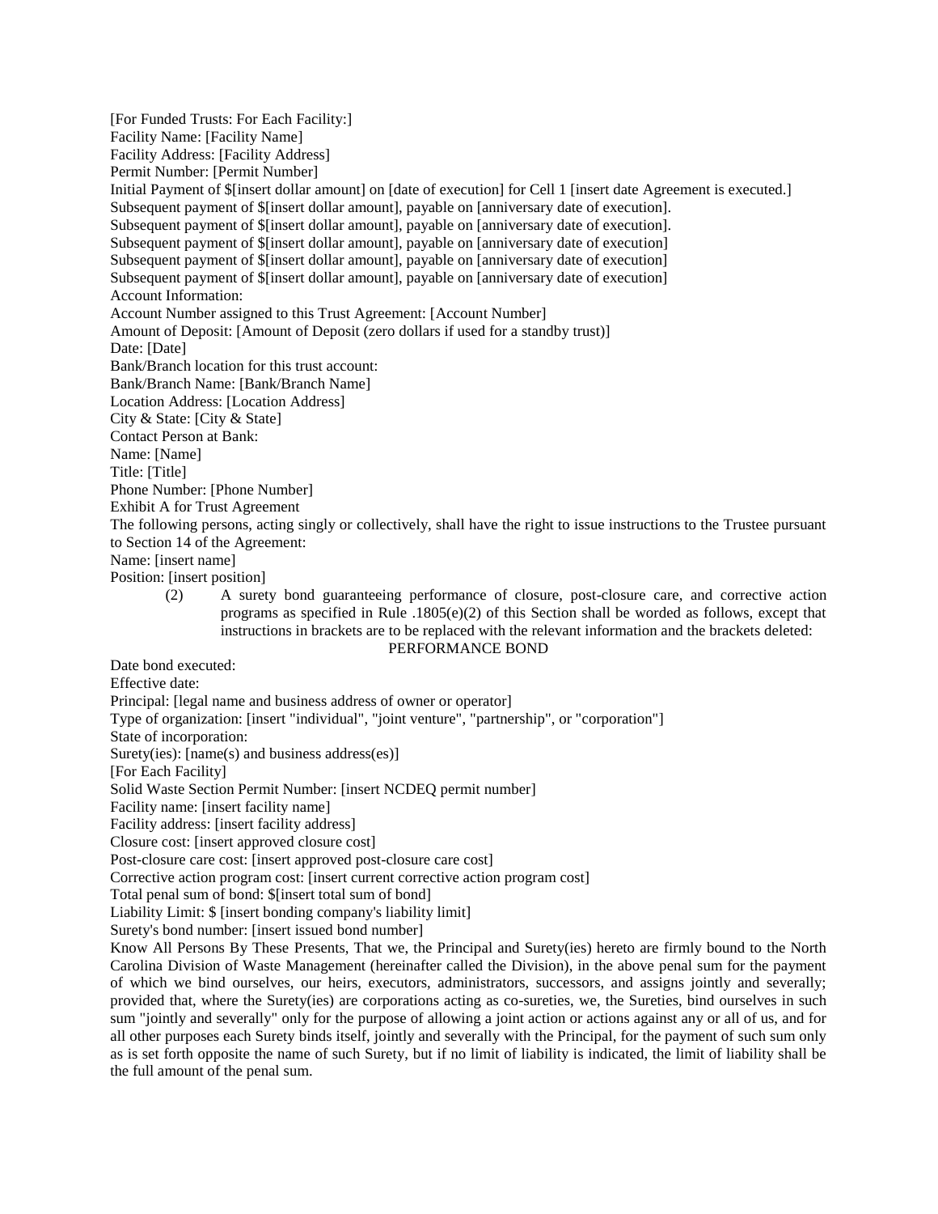[For Funded Trusts: For Each Facility:]
Facility Name: [Facility Name]
Facility Address: [Facility Address]
Permit Number: [Permit Number]
Initial Payment of $[insert dollar amount] on [date of execution] for Cell 1 [insert date Agreement is executed.]
Subsequent payment of $[insert dollar amount], payable on [anniversary date of execution].
Subsequent payment of $[insert dollar amount], payable on [anniversary date of execution].
Subsequent payment of $[insert dollar amount], payable on [anniversary date of execution]
Subsequent payment of $[insert dollar amount], payable on [anniversary date of execution]
Subsequent payment of $[insert dollar amount], payable on [anniversary date of execution]
Account Information:
Account Number assigned to this Trust Agreement: [Account Number]
Amount of Deposit: [Amount of Deposit (zero dollars if used for a standby trust)]
Date: [Date]
Bank/Branch location for this trust account:
Bank/Branch Name: [Bank/Branch Name]
Location Address: [Location Address]
City & State: [City & State]
Contact Person at Bank:
Name: [Name]
Title: [Title]
Phone Number: [Phone Number]
Exhibit A for Trust Agreement
The following persons, acting singly or collectively, shall have the right to issue instructions to the Trustee pursuant to Section 14 of the Agreement:
Name: [insert name]
Position: [insert position]

(2) A surety bond guaranteeing performance of closure, post-closure care, and corrective action programs as specified in Rule .1805(e)(2) of this Section shall be worded as follows, except that instructions in brackets are to be replaced with the relevant information and the brackets deleted:

PERFORMANCE BOND

Date bond executed:
Effective date:
Principal: [legal name and business address of owner or operator]
Type of organization: [insert "individual", "joint venture", "partnership", or "corporation"]
State of incorporation:
Surety(ies): [name(s) and business address(es)]
[For Each Facility]
Solid Waste Section Permit Number: [insert NCDEQ permit number]
Facility name: [insert facility name]
Facility address: [insert facility address]
Closure cost: [insert approved closure cost]
Post-closure care cost: [insert approved post-closure care cost]
Corrective action program cost: [insert current corrective action program cost]
Total penal sum of bond: $[insert total sum of bond]
Liability Limit: $ [insert bonding company's liability limit]
Surety's bond number: [insert issued bond number]
Know All Persons By These Presents, That we, the Principal and Surety(ies) hereto are firmly bound to the North Carolina Division of Waste Management (hereinafter called the Division), in the above penal sum for the payment of which we bind ourselves, our heirs, executors, administrators, successors, and assigns jointly and severally; provided that, where the Surety(ies) are corporations acting as co-sureties, we, the Sureties, bind ourselves in such sum "jointly and severally" only for the purpose of allowing a joint action or actions against any or all of us, and for all other purposes each Surety binds itself, jointly and severally with the Principal, for the payment of such sum only as is set forth opposite the name of such Surety, but if no limit of liability is indicated, the limit of liability shall be the full amount of the penal sum.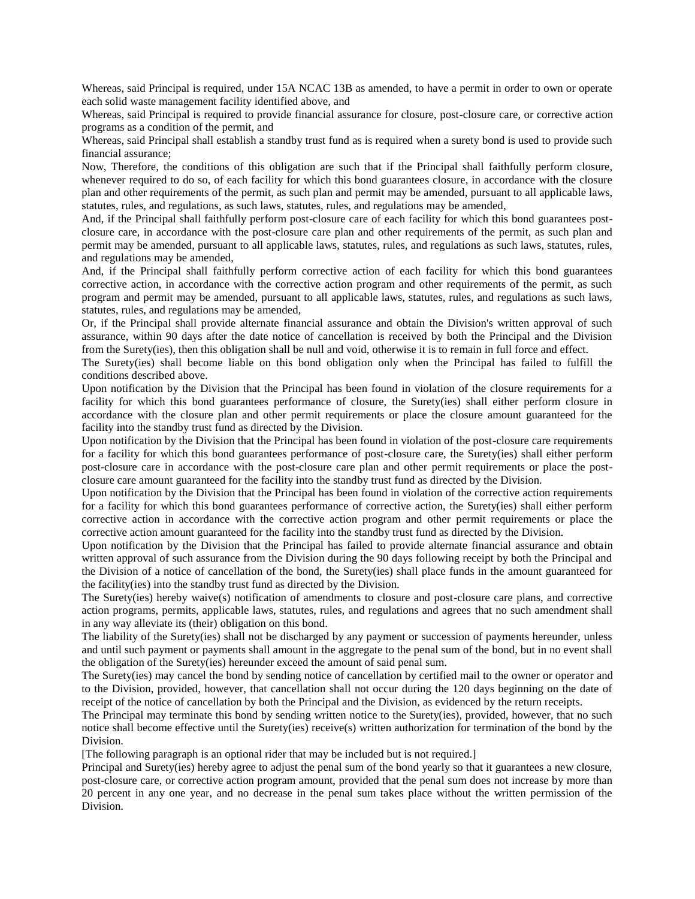Whereas, said Principal is required, under 15A NCAC 13B as amended, to have a permit in order to own or operate each solid waste management facility identified above, and

Whereas, said Principal is required to provide financial assurance for closure, post-closure care, or corrective action programs as a condition of the permit, and

Whereas, said Principal shall establish a standby trust fund as is required when a surety bond is used to provide such financial assurance;

Now, Therefore, the conditions of this obligation are such that if the Principal shall faithfully perform closure, whenever required to do so, of each facility for which this bond guarantees closure, in accordance with the closure plan and other requirements of the permit, as such plan and permit may be amended, pursuant to all applicable laws, statutes, rules, and regulations, as such laws, statutes, rules, and regulations may be amended,

And, if the Principal shall faithfully perform post-closure care of each facility for which this bond guarantees post-closure care, in accordance with the post-closure care plan and other requirements of the permit, as such plan and permit may be amended, pursuant to all applicable laws, statutes, rules, and regulations as such laws, statutes, rules, and regulations may be amended,

And, if the Principal shall faithfully perform corrective action of each facility for which this bond guarantees corrective action, in accordance with the corrective action program and other requirements of the permit, as such program and permit may be amended, pursuant to all applicable laws, statutes, rules, and regulations as such laws, statutes, rules, and regulations may be amended,

Or, if the Principal shall provide alternate financial assurance and obtain the Division's written approval of such assurance, within 90 days after the date notice of cancellation is received by both the Principal and the Division from the Surety(ies), then this obligation shall be null and void, otherwise it is to remain in full force and effect.

The Surety(ies) shall become liable on this bond obligation only when the Principal has failed to fulfill the conditions described above.

Upon notification by the Division that the Principal has been found in violation of the closure requirements for a facility for which this bond guarantees performance of closure, the Surety(ies) shall either perform closure in accordance with the closure plan and other permit requirements or place the closure amount guaranteed for the facility into the standby trust fund as directed by the Division.

Upon notification by the Division that the Principal has been found in violation of the post-closure care requirements for a facility for which this bond guarantees performance of post-closure care, the Surety(ies) shall either perform post-closure care in accordance with the post-closure care plan and other permit requirements or place the post-closure care amount guaranteed for the facility into the standby trust fund as directed by the Division.

Upon notification by the Division that the Principal has been found in violation of the corrective action requirements for a facility for which this bond guarantees performance of corrective action, the Surety(ies) shall either perform corrective action in accordance with the corrective action program and other permit requirements or place the corrective action amount guaranteed for the facility into the standby trust fund as directed by the Division.

Upon notification by the Division that the Principal has failed to provide alternate financial assurance and obtain written approval of such assurance from the Division during the 90 days following receipt by both the Principal and the Division of a notice of cancellation of the bond, the Surety(ies) shall place funds in the amount guaranteed for the facility(ies) into the standby trust fund as directed by the Division.

The Surety(ies) hereby waive(s) notification of amendments to closure and post-closure care plans, and corrective action programs, permits, applicable laws, statutes, rules, and regulations and agrees that no such amendment shall in any way alleviate its (their) obligation on this bond.

The liability of the Surety(ies) shall not be discharged by any payment or succession of payments hereunder, unless and until such payment or payments shall amount in the aggregate to the penal sum of the bond, but in no event shall the obligation of the Surety(ies) hereunder exceed the amount of said penal sum.

The Surety(ies) may cancel the bond by sending notice of cancellation by certified mail to the owner or operator and to the Division, provided, however, that cancellation shall not occur during the 120 days beginning on the date of receipt of the notice of cancellation by both the Principal and the Division, as evidenced by the return receipts.

The Principal may terminate this bond by sending written notice to the Surety(ies), provided, however, that no such notice shall become effective until the Surety(ies) receive(s) written authorization for termination of the bond by the Division.

[The following paragraph is an optional rider that may be included but is not required.]

Principal and Surety(ies) hereby agree to adjust the penal sum of the bond yearly so that it guarantees a new closure, post-closure care, or corrective action program amount, provided that the penal sum does not increase by more than 20 percent in any one year, and no decrease in the penal sum takes place without the written permission of the Division.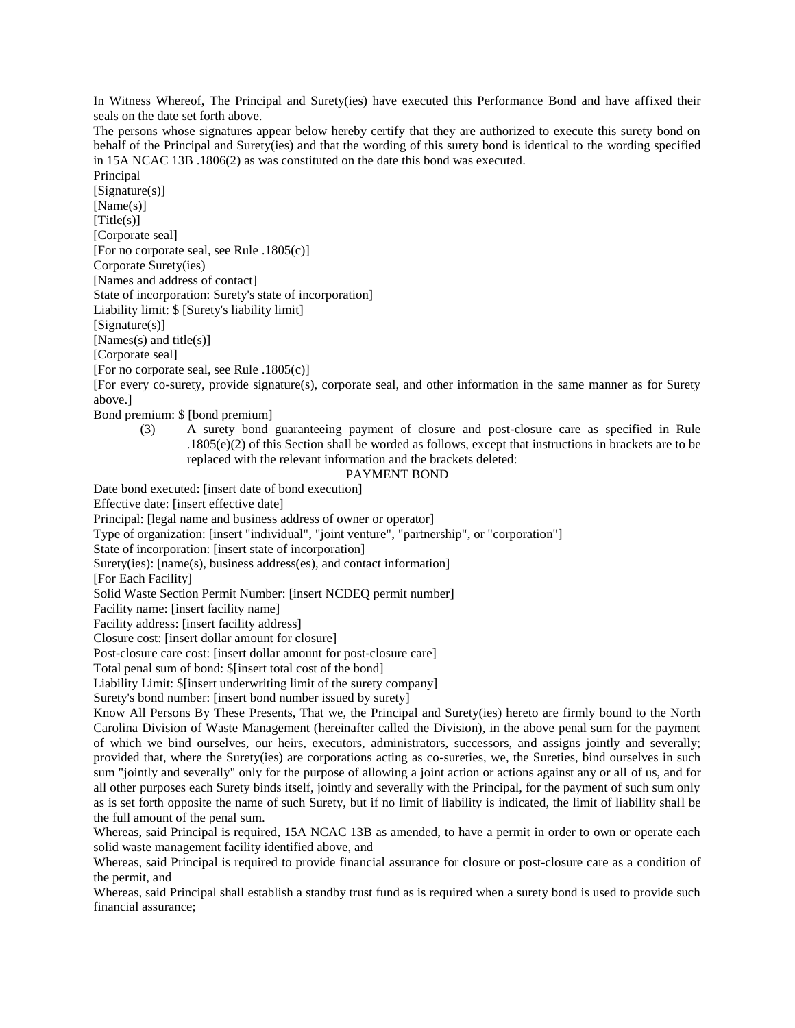In Witness Whereof, The Principal and Surety(ies) have executed this Performance Bond and have affixed their seals on the date set forth above.

The persons whose signatures appear below hereby certify that they are authorized to execute this surety bond on behalf of the Principal and Surety(ies) and that the wording of this surety bond is identical to the wording specified in 15A NCAC 13B .1806(2) as was constituted on the date this bond was executed.

Principal

[Signature(s)]

[Name(s)]

[Title(s)]

[Corporate seal]

[For no corporate seal, see Rule .1805(c)]

Corporate Surety(ies)

[Names and address of contact]

State of incorporation: Surety's state of incorporation]

Liability limit: $ [Surety's liability limit]

[Signature(s)]

[Names(s) and title(s)]

[Corporate seal]

[For no corporate seal, see Rule .1805(c)]

[For every co-surety, provide signature(s), corporate seal, and other information in the same manner as for Surety above.]

Bond premium: $ [bond premium]

(3) A surety bond guaranteeing payment of closure and post-closure care as specified in Rule .1805(e)(2) of this Section shall be worded as follows, except that instructions in brackets are to be replaced with the relevant information and the brackets deleted:

PAYMENT BOND

Date bond executed: [insert date of bond execution]

Effective date: [insert effective date]

Principal: [legal name and business address of owner or operator]

Type of organization: [insert "individual", "joint venture", "partnership", or "corporation"]

State of incorporation: [insert state of incorporation]

Surety(ies): [name(s), business address(es), and contact information]

[For Each Facility]

Solid Waste Section Permit Number: [insert NCDEQ permit number]

Facility name: [insert facility name]

Facility address: [insert facility address]

Closure cost: [insert dollar amount for closure]

Post-closure care cost: [insert dollar amount for post-closure care]

Total penal sum of bond: $[insert total cost of the bond]

Liability Limit: $[insert underwriting limit of the surety company]

Surety's bond number: [insert bond number issued by surety]

Know All Persons By These Presents, That we, the Principal and Surety(ies) hereto are firmly bound to the North Carolina Division of Waste Management (hereinafter called the Division), in the above penal sum for the payment of which we bind ourselves, our heirs, executors, administrators, successors, and assigns jointly and severally; provided that, where the Surety(ies) are corporations acting as co-sureties, we, the Sureties, bind ourselves in such sum "jointly and severally" only for the purpose of allowing a joint action or actions against any or all of us, and for all other purposes each Surety binds itself, jointly and severally with the Principal, for the payment of such sum only as is set forth opposite the name of such Surety, but if no limit of liability is indicated, the limit of liability shall be the full amount of the penal sum.

Whereas, said Principal is required, 15A NCAC 13B as amended, to have a permit in order to own or operate each solid waste management facility identified above, and

Whereas, said Principal is required to provide financial assurance for closure or post-closure care as a condition of the permit, and

Whereas, said Principal shall establish a standby trust fund as is required when a surety bond is used to provide such financial assurance;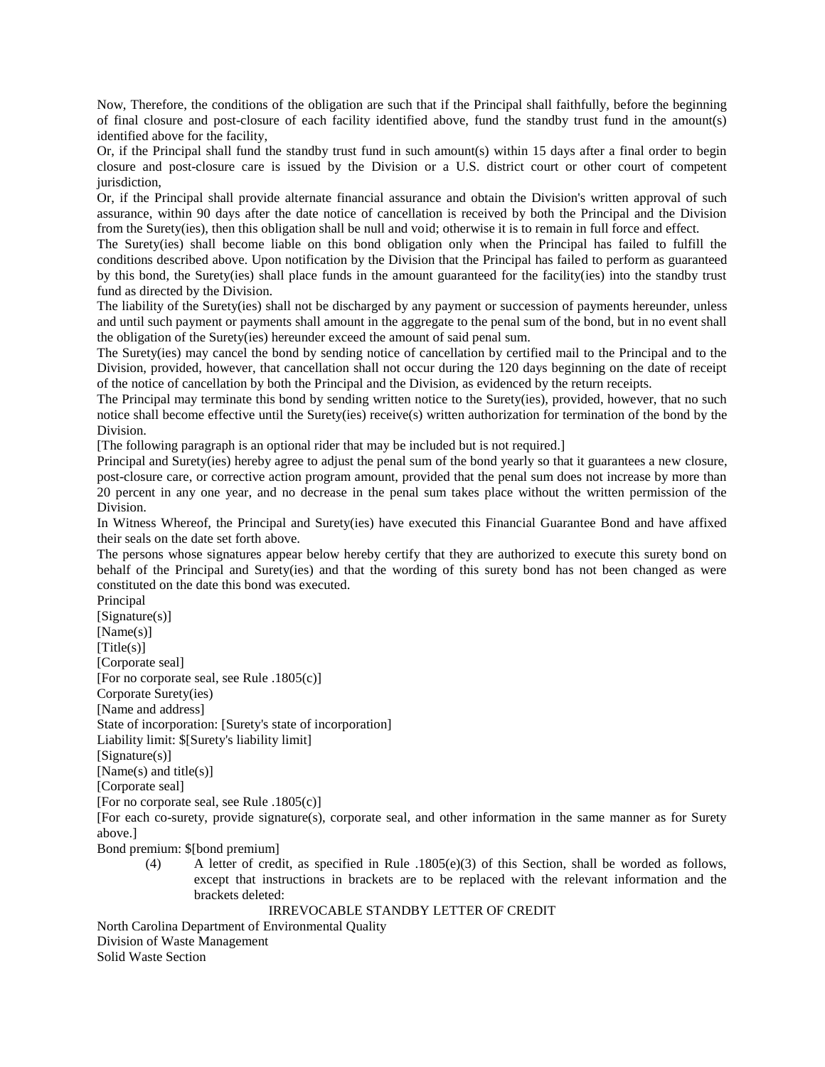Now, Therefore, the conditions of the obligation are such that if the Principal shall faithfully, before the beginning of final closure and post-closure of each facility identified above, fund the standby trust fund in the amount(s) identified above for the facility,

Or, if the Principal shall fund the standby trust fund in such amount(s) within 15 days after a final order to begin closure and post-closure care is issued by the Division or a U.S. district court or other court of competent jurisdiction,

Or, if the Principal shall provide alternate financial assurance and obtain the Division's written approval of such assurance, within 90 days after the date notice of cancellation is received by both the Principal and the Division from the Surety(ies), then this obligation shall be null and void; otherwise it is to remain in full force and effect.

The Surety(ies) shall become liable on this bond obligation only when the Principal has failed to fulfill the conditions described above. Upon notification by the Division that the Principal has failed to perform as guaranteed by this bond, the Surety(ies) shall place funds in the amount guaranteed for the facility(ies) into the standby trust fund as directed by the Division.

The liability of the Surety(ies) shall not be discharged by any payment or succession of payments hereunder, unless and until such payment or payments shall amount in the aggregate to the penal sum of the bond, but in no event shall the obligation of the Surety(ies) hereunder exceed the amount of said penal sum.

The Surety(ies) may cancel the bond by sending notice of cancellation by certified mail to the Principal and to the Division, provided, however, that cancellation shall not occur during the 120 days beginning on the date of receipt of the notice of cancellation by both the Principal and the Division, as evidenced by the return receipts.

The Principal may terminate this bond by sending written notice to the Surety(ies), provided, however, that no such notice shall become effective until the Surety(ies) receive(s) written authorization for termination of the bond by the Division.

[The following paragraph is an optional rider that may be included but is not required.]

Principal and Surety(ies) hereby agree to adjust the penal sum of the bond yearly so that it guarantees a new closure, post-closure care, or corrective action program amount, provided that the penal sum does not increase by more than 20 percent in any one year, and no decrease in the penal sum takes place without the written permission of the Division.

In Witness Whereof, the Principal and Surety(ies) have executed this Financial Guarantee Bond and have affixed their seals on the date set forth above.

The persons whose signatures appear below hereby certify that they are authorized to execute this surety bond on behalf of the Principal and Surety(ies) and that the wording of this surety bond has not been changed as were constituted on the date this bond was executed.

Principal
[Signature(s)]
[Name(s)]
[Title(s)]
[Corporate seal]
[For no corporate seal, see Rule .1805(c)]
Corporate Surety(ies)
[Name and address]
State of incorporation: [Surety's state of incorporation]
Liability limit: $[Surety's liability limit]
[Signature(s)]
[Name(s) and title(s)]
[Corporate seal]
[For no corporate seal, see Rule .1805(c)]
[For each co-surety, provide signature(s), corporate seal, and other information in the same manner as for Surety above.]
Bond premium: $[bond premium]

(4) A letter of credit, as specified in Rule .1805(e)(3) of this Section, shall be worded as follows, except that instructions in brackets are to be replaced with the relevant information and the brackets deleted:

IRREVOCABLE STANDBY LETTER OF CREDIT

North Carolina Department of Environmental Quality
Division of Waste Management
Solid Waste Section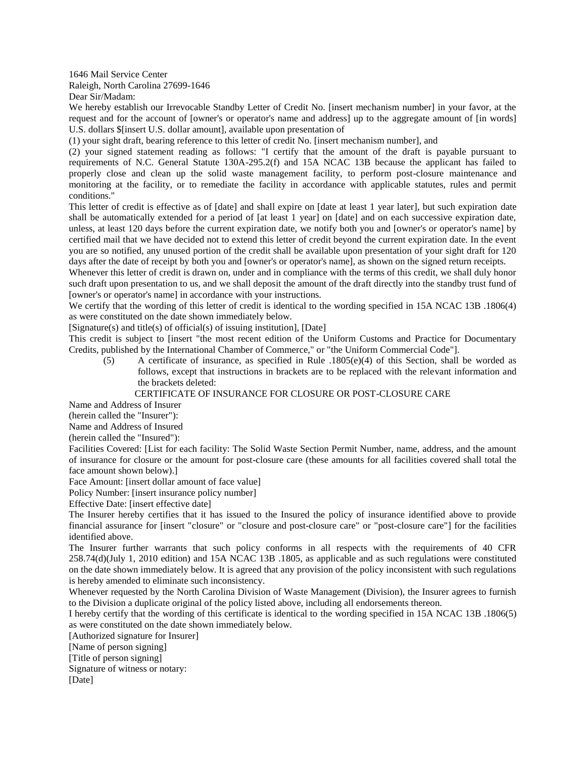1646 Mail Service Center
Raleigh, North Carolina 27699-1646
Dear Sir/Madam:

We hereby establish our Irrevocable Standby Letter of Credit No. [insert mechanism number] in your favor, at the request and for the account of [owner's or operator's name and address] up to the aggregate amount of [in words] U.S. dollars $[insert U.S. dollar amount], available upon presentation of

(1) your sight draft, bearing reference to this letter of credit No. [insert mechanism number], and

(2) your signed statement reading as follows: "I certify that the amount of the draft is payable pursuant to requirements of N.C. General Statute 130A-295.2(f) and 15A NCAC 13B because the applicant has failed to properly close and clean up the solid waste management facility, to perform post-closure maintenance and monitoring at the facility, or to remediate the facility in accordance with applicable statutes, rules and permit conditions."

This letter of credit is effective as of [date] and shall expire on [date at least 1 year later], but such expiration date shall be automatically extended for a period of [at least 1 year] on [date] and on each successive expiration date, unless, at least 120 days before the current expiration date, we notify both you and [owner's or operator's name] by certified mail that we have decided not to extend this letter of credit beyond the current expiration date. In the event you are so notified, any unused portion of the credit shall be available upon presentation of your sight draft for 120 days after the date of receipt by both you and [owner's or operator's name], as shown on the signed return receipts.

Whenever this letter of credit is drawn on, under and in compliance with the terms of this credit, we shall duly honor such draft upon presentation to us, and we shall deposit the amount of the draft directly into the standby trust fund of [owner's or operator's name] in accordance with your instructions.

We certify that the wording of this letter of credit is identical to the wording specified in 15A NCAC 13B .1806(4) as were constituted on the date shown immediately below.

[Signature(s) and title(s) of official(s) of issuing institution], [Date]

This credit is subject to [insert "the most recent edition of the Uniform Customs and Practice for Documentary Credits, published by the International Chamber of Commerce," or "the Uniform Commercial Code"].

(5) A certificate of insurance, as specified in Rule .1805(e)(4) of this Section, shall be worded as follows, except that instructions in brackets are to be replaced with the relevant information and the brackets deleted:

CERTIFICATE OF INSURANCE FOR CLOSURE OR POST-CLOSURE CARE

Name and Address of Insurer
(herein called the "Insurer"):
Name and Address of Insured
(herein called the "Insured"):
Facilities Covered: [List for each facility: The Solid Waste Section Permit Number, name, address, and the amount of insurance for closure or the amount for post-closure care (these amounts for all facilities covered shall total the face amount shown below).]
Face Amount: [insert dollar amount of face value]
Policy Number: [insert insurance policy number]
Effective Date: [insert effective date]

The Insurer hereby certifies that it has issued to the Insured the policy of insurance identified above to provide financial assurance for [insert "closure" or "closure and post-closure care" or "post-closure care"] for the facilities identified above.

The Insurer further warrants that such policy conforms in all respects with the requirements of 40 CFR 258.74(d)(July 1, 2010 edition) and 15A NCAC 13B .1805, as applicable and as such regulations were constituted on the date shown immediately below. It is agreed that any provision of the policy inconsistent with such regulations is hereby amended to eliminate such inconsistency.

Whenever requested by the North Carolina Division of Waste Management (Division), the Insurer agrees to furnish to the Division a duplicate original of the policy listed above, including all endorsements thereon.

I hereby certify that the wording of this certificate is identical to the wording specified in 15A NCAC 13B .1806(5) as were constituted on the date shown immediately below.

[Authorized signature for Insurer]
[Name of person signing]
[Title of person signing]
Signature of witness or notary:
[Date]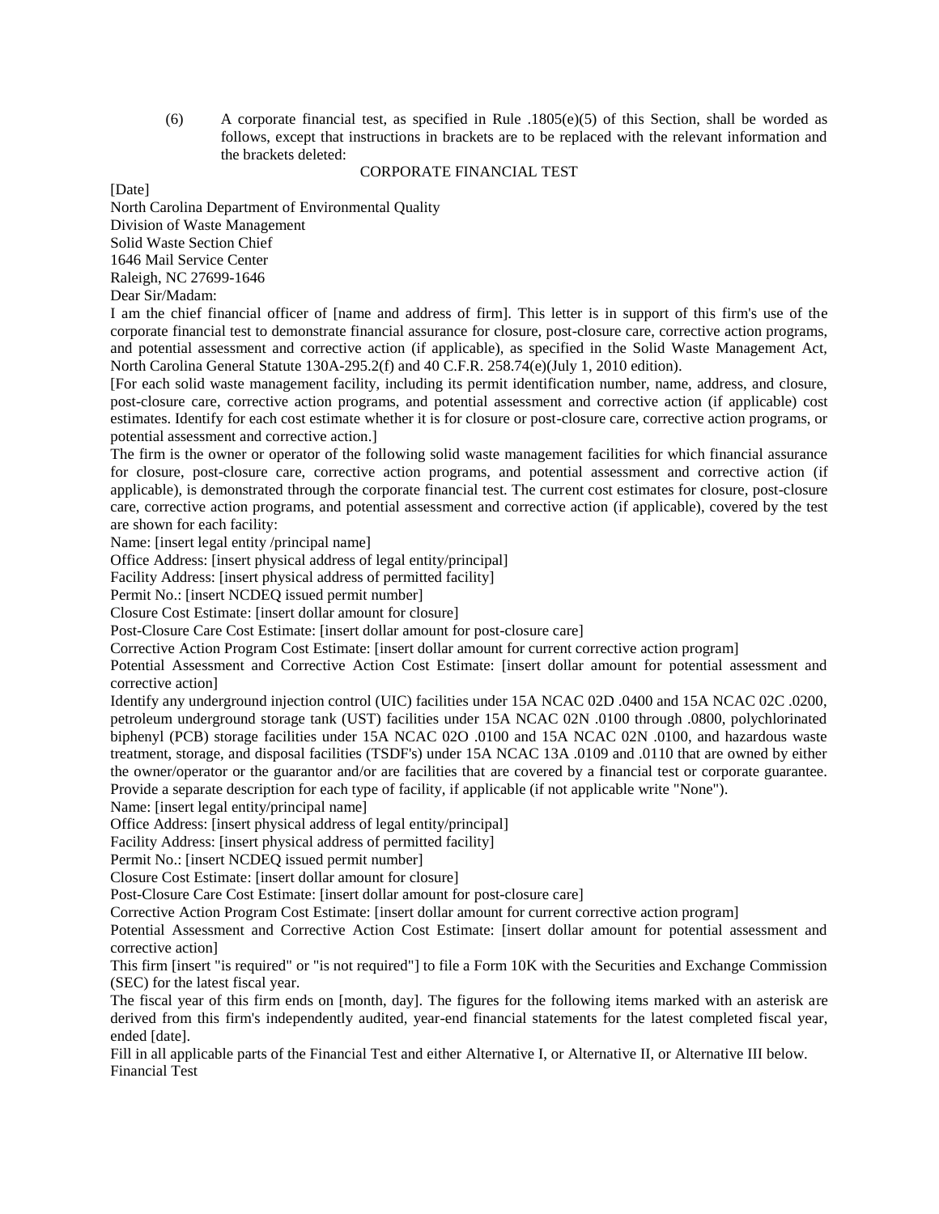(6) A corporate financial test, as specified in Rule .1805(e)(5) of this Section, shall be worded as follows, except that instructions in brackets are to be replaced with the relevant information and the brackets deleted:

CORPORATE FINANCIAL TEST

[Date]

North Carolina Department of Environmental Quality
Division of Waste Management
Solid Waste Section Chief
1646 Mail Service Center
Raleigh, NC 27699-1646

Dear Sir/Madam:

I am the chief financial officer of [name and address of firm]. This letter is in support of this firm's use of the corporate financial test to demonstrate financial assurance for closure, post-closure care, corrective action programs, and potential assessment and corrective action (if applicable), as specified in the Solid Waste Management Act, North Carolina General Statute 130A-295.2(f) and 40 C.F.R. 258.74(e)(July 1, 2010 edition).

[For each solid waste management facility, including its permit identification number, name, address, and closure, post-closure care, corrective action programs, and potential assessment and corrective action (if applicable) cost estimates. Identify for each cost estimate whether it is for closure or post-closure care, corrective action programs, or potential assessment and corrective action.]

The firm is the owner or operator of the following solid waste management facilities for which financial assurance for closure, post-closure care, corrective action programs, and potential assessment and corrective action (if applicable), is demonstrated through the corporate financial test. The current cost estimates for closure, post-closure care, corrective action programs, and potential assessment and corrective action (if applicable), covered by the test are shown for each facility:

Name: [insert legal entity /principal name]
Office Address: [insert physical address of legal entity/principal]
Facility Address: [insert physical address of permitted facility]
Permit No.: [insert NCDEQ issued permit number]
Closure Cost Estimate: [insert dollar amount for closure]
Post-Closure Care Cost Estimate: [insert dollar amount for post-closure care]
Corrective Action Program Cost Estimate: [insert dollar amount for current corrective action program]
Potential Assessment and Corrective Action Cost Estimate: [insert dollar amount for potential assessment and corrective action]

Identify any underground injection control (UIC) facilities under 15A NCAC 02D .0400 and 15A NCAC 02C .0200, petroleum underground storage tank (UST) facilities under 15A NCAC 02N .0100 through .0800, polychlorinated biphenyl (PCB) storage facilities under 15A NCAC 02O .0100 and 15A NCAC 02N .0100, and hazardous waste treatment, storage, and disposal facilities (TSDF's) under 15A NCAC 13A .0109 and .0110 that are owned by either the owner/operator or the guarantor and/or are facilities that are covered by a financial test or corporate guarantee. Provide a separate description for each type of facility, if applicable (if not applicable write "None").

Name: [insert legal entity/principal name]
Office Address: [insert physical address of legal entity/principal]
Facility Address: [insert physical address of permitted facility]
Permit No.: [insert NCDEQ issued permit number]
Closure Cost Estimate: [insert dollar amount for closure]
Post-Closure Care Cost Estimate: [insert dollar amount for post-closure care]
Corrective Action Program Cost Estimate: [insert dollar amount for current corrective action program]
Potential Assessment and Corrective Action Cost Estimate: [insert dollar amount for potential assessment and corrective action]

This firm [insert "is required" or "is not required"] to file a Form 10K with the Securities and Exchange Commission (SEC) for the latest fiscal year.

The fiscal year of this firm ends on [month, day]. The figures for the following items marked with an asterisk are derived from this firm's independently audited, year-end financial statements for the latest completed fiscal year, ended [date].

Fill in all applicable parts of the Financial Test and either Alternative I, or Alternative II, or Alternative III below.

Financial Test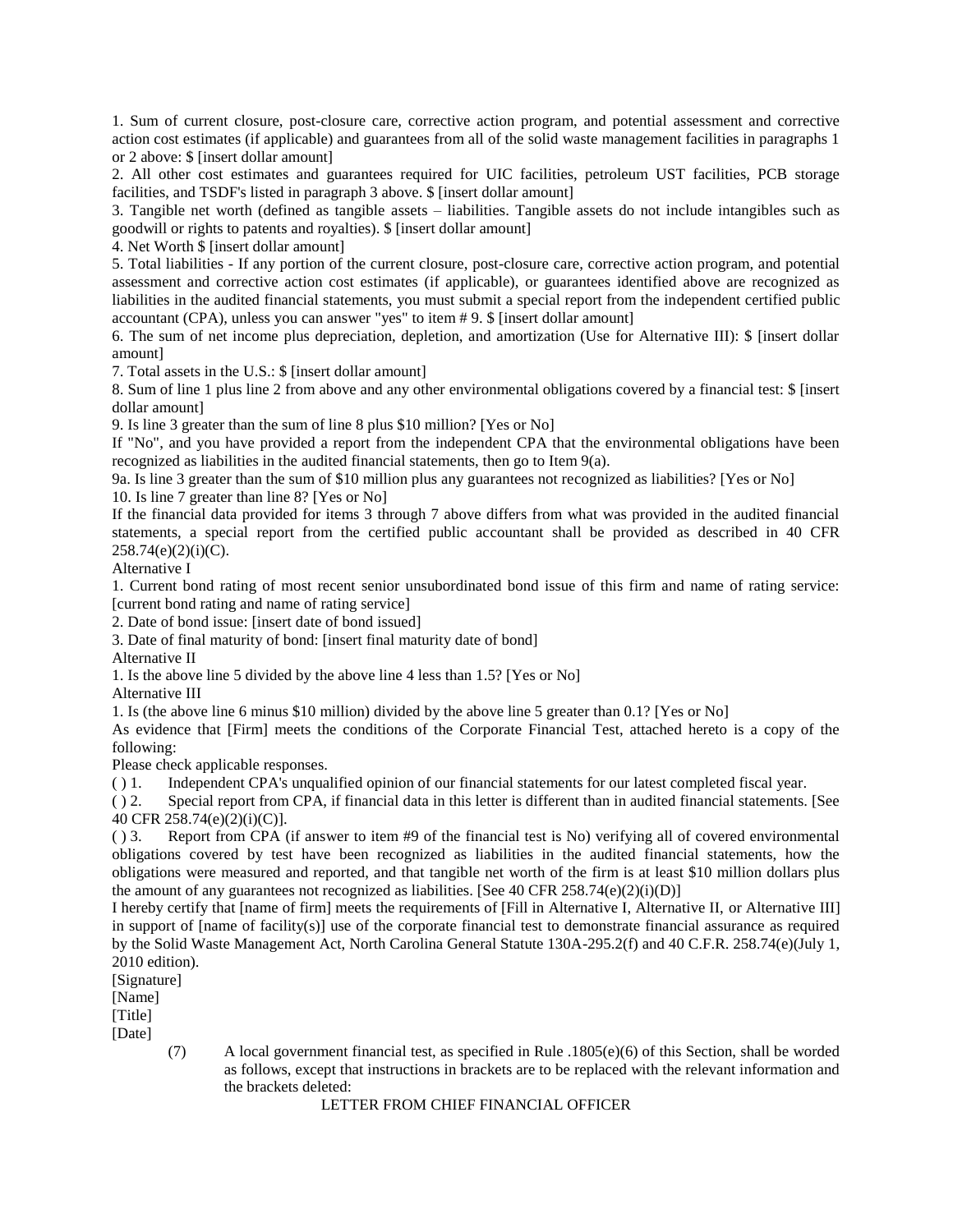1. Sum of current closure, post-closure care, corrective action program, and potential assessment and corrective action cost estimates (if applicable) and guarantees from all of the solid waste management facilities in paragraphs 1 or 2 above: $ [insert dollar amount]

2. All other cost estimates and guarantees required for UIC facilities, petroleum UST facilities, PCB storage facilities, and TSDF's listed in paragraph 3 above. $ [insert dollar amount]

3. Tangible net worth (defined as tangible assets – liabilities. Tangible assets do not include intangibles such as goodwill or rights to patents and royalties). $ [insert dollar amount]

4. Net Worth $ [insert dollar amount]

5. Total liabilities - If any portion of the current closure, post-closure care, corrective action program, and potential assessment and corrective action cost estimates (if applicable), or guarantees identified above are recognized as liabilities in the audited financial statements, you must submit a special report from the independent certified public accountant (CPA), unless you can answer "yes" to item # 9. $ [insert dollar amount]

6. The sum of net income plus depreciation, depletion, and amortization (Use for Alternative III): $ [insert dollar amount]

7. Total assets in the U.S.: $ [insert dollar amount]

8. Sum of line 1 plus line 2 from above and any other environmental obligations covered by a financial test: $ [insert dollar amount]

9. Is line 3 greater than the sum of line 8 plus $10 million? [Yes or No]

If "No", and you have provided a report from the independent CPA that the environmental obligations have been recognized as liabilities in the audited financial statements, then go to Item 9(a).

9a. Is line 3 greater than the sum of $10 million plus any guarantees not recognized as liabilities? [Yes or No]

10. Is line 7 greater than line 8? [Yes or No]

If the financial data provided for items 3 through 7 above differs from what was provided in the audited financial statements, a special report from the certified public accountant shall be provided as described in 40 CFR 258.74(e)(2)(i)(C).

Alternative I

1. Current bond rating of most recent senior unsubordinated bond issue of this firm and name of rating service: [current bond rating and name of rating service]

2. Date of bond issue: [insert date of bond issued]

3. Date of final maturity of bond: [insert final maturity date of bond]

Alternative II

1. Is the above line 5 divided by the above line 4 less than 1.5? [Yes or No]

Alternative III

1. Is (the above line 6 minus $10 million) divided by the above line 5 greater than 0.1? [Yes or No]

As evidence that [Firm] meets the conditions of the Corporate Financial Test, attached hereto is a copy of the following:

Please check applicable responses.

( ) 1. Independent CPA's unqualified opinion of our financial statements for our latest completed fiscal year.

( ) 2. Special report from CPA, if financial data in this letter is different than in audited financial statements. [See 40 CFR 258.74(e)(2)(i)(C)].

( ) 3. Report from CPA (if answer to item #9 of the financial test is No) verifying all of covered environmental obligations covered by test have been recognized as liabilities in the audited financial statements, how the obligations were measured and reported, and that tangible net worth of the firm is at least $10 million dollars plus the amount of any guarantees not recognized as liabilities. [See 40 CFR 258.74(e)(2)(i)(D)]

I hereby certify that [name of firm] meets the requirements of [Fill in Alternative I, Alternative II, or Alternative III] in support of [name of facility(s)] use of the corporate financial test to demonstrate financial assurance as required by the Solid Waste Management Act, North Carolina General Statute 130A-295.2(f) and 40 C.F.R. 258.74(e)(July 1, 2010 edition).

[Signature]

[Name]

[Title]

[Date]

(7) A local government financial test, as specified in Rule .1805(e)(6) of this Section, shall be worded as follows, except that instructions in brackets are to be replaced with the relevant information and the brackets deleted:

LETTER FROM CHIEF FINANCIAL OFFICER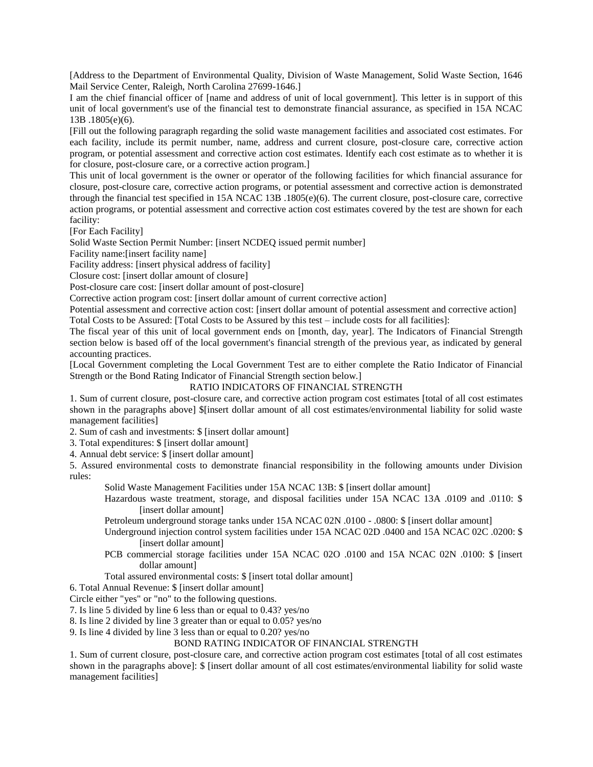[Address to the Department of Environmental Quality, Division of Waste Management, Solid Waste Section, 1646 Mail Service Center, Raleigh, North Carolina 27699-1646.]

I am the chief financial officer of [name and address of unit of local government]. This letter is in support of this unit of local government's use of the financial test to demonstrate financial assurance, as specified in 15A NCAC 13B .1805(e)(6).

[Fill out the following paragraph regarding the solid waste management facilities and associated cost estimates. For each facility, include its permit number, name, address and current closure, post-closure care, corrective action program, or potential assessment and corrective action cost estimates. Identify each cost estimate as to whether it is for closure, post-closure care, or a corrective action program.]

This unit of local government is the owner or operator of the following facilities for which financial assurance for closure, post-closure care, corrective action programs, or potential assessment and corrective action is demonstrated through the financial test specified in 15A NCAC 13B .1805(e)(6). The current closure, post-closure care, corrective action programs, or potential assessment and corrective action cost estimates covered by the test are shown for each facility:

[For Each Facility]

Solid Waste Section Permit Number: [insert NCDEQ issued permit number]

Facility name:[insert facility name]

Facility address: [insert physical address of facility]

Closure cost: [insert dollar amount of closure]

Post-closure care cost: [insert dollar amount of post-closure]

Corrective action program cost: [insert dollar amount of current corrective action]

Potential assessment and corrective action cost: [insert dollar amount of potential assessment and corrective action]

Total Costs to be Assured: [Total Costs to be Assured by this test – include costs for all facilities]:

The fiscal year of this unit of local government ends on [month, day, year]. The Indicators of Financial Strength section below is based off of the local government's financial strength of the previous year, as indicated by general accounting practices.

[Local Government completing the Local Government Test are to either complete the Ratio Indicator of Financial Strength or the Bond Rating Indicator of Financial Strength section below.]

RATIO INDICATORS OF FINANCIAL STRENGTH

1. Sum of current closure, post-closure care, and corrective action program cost estimates [total of all cost estimates shown in the paragraphs above] $[insert dollar amount of all cost estimates/environmental liability for solid waste management facilities]
2. Sum of cash and investments: $ [insert dollar amount]
3. Total expenditures: $ [insert dollar amount]
4. Annual debt service: $ [insert dollar amount]
5. Assured environmental costs to demonstrate financial responsibility in the following amounts under Division rules:

   Solid Waste Management Facilities under 15A NCAC 13B: $ [insert dollar amount]

   Hazardous waste treatment, storage, and disposal facilities under 15A NCAC 13A .0109 and .0110: $ [insert dollar amount]

   Petroleum underground storage tanks under 15A NCAC 02N .0100 - .0800: $ [insert dollar amount]

   Underground injection control system facilities under 15A NCAC 02D .0400 and 15A NCAC 02C .0200: $ [insert dollar amount]

   PCB commercial storage facilities under 15A NCAC 02O .0100 and 15A NCAC 02N .0100: $ [insert dollar amount]

   Total assured environmental costs: $ [insert total dollar amount]

6. Total Annual Revenue: $ [insert dollar amount]

Circle either "yes" or "no" to the following questions.

7. Is line 5 divided by line 6 less than or equal to 0.43? yes/no
8. Is line 2 divided by line 3 greater than or equal to 0.05? yes/no
9. Is line 4 divided by line 3 less than or equal to 0.20? yes/no

BOND RATING INDICATOR OF FINANCIAL STRENGTH

1. Sum of current closure, post-closure care, and corrective action program cost estimates [total of all cost estimates shown in the paragraphs above]: $ [insert dollar amount of all cost estimates/environmental liability for solid waste management facilities]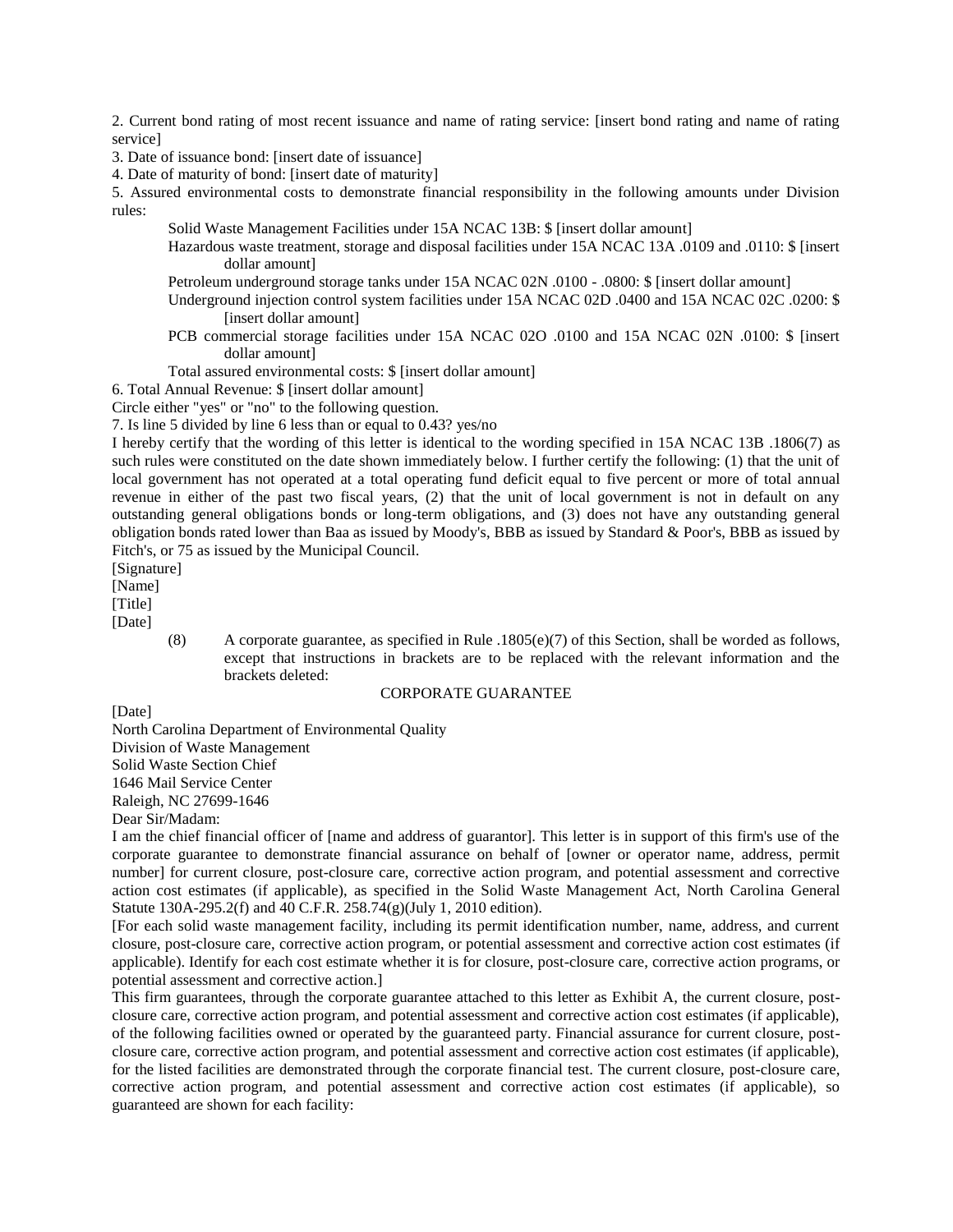2. Current bond rating of most recent issuance and name of rating service: [insert bond rating and name of rating service]

3. Date of issuance bond: [insert date of issuance]

4. Date of maturity of bond: [insert date of maturity]

5. Assured environmental costs to demonstrate financial responsibility in the following amounts under Division rules:

Solid Waste Management Facilities under 15A NCAC 13B: $ [insert dollar amount]

Hazardous waste treatment, storage and disposal facilities under 15A NCAC 13A .0109 and .0110: $ [insert dollar amount]

Petroleum underground storage tanks under 15A NCAC 02N .0100 - .0800: $ [insert dollar amount]

Underground injection control system facilities under 15A NCAC 02D .0400 and 15A NCAC 02C .0200: $ [insert dollar amount]

PCB commercial storage facilities under 15A NCAC 02O .0100 and 15A NCAC 02N .0100: $ [insert dollar amount]

Total assured environmental costs: $ [insert dollar amount]

6. Total Annual Revenue: $ [insert dollar amount]

Circle either "yes" or "no" to the following question.

7. Is line 5 divided by line 6 less than or equal to 0.43? yes/no

I hereby certify that the wording of this letter is identical to the wording specified in 15A NCAC 13B .1806(7) as such rules were constituted on the date shown immediately below. I further certify the following: (1) that the unit of local government has not operated at a total operating fund deficit equal to five percent or more of total annual revenue in either of the past two fiscal years, (2) that the unit of local government is not in default on any outstanding general obligations bonds or long-term obligations, and (3) does not have any outstanding general obligation bonds rated lower than Baa as issued by Moody's, BBB as issued by Standard & Poor's, BBB as issued by Fitch's, or 75 as issued by the Municipal Council.

[Signature]

[Name]

[Title]

[Date]

(8) A corporate guarantee, as specified in Rule .1805(e)(7) of this Section, shall be worded as follows, except that instructions in brackets are to be replaced with the relevant information and the brackets deleted:

CORPORATE GUARANTEE

[Date]

North Carolina Department of Environmental Quality
Division of Waste Management
Solid Waste Section Chief
1646 Mail Service Center
Raleigh, NC 27699-1646

Dear Sir/Madam:

I am the chief financial officer of [name and address of guarantor]. This letter is in support of this firm's use of the corporate guarantee to demonstrate financial assurance on behalf of [owner or operator name, address, permit number] for current closure, post-closure care, corrective action program, and potential assessment and corrective action cost estimates (if applicable), as specified in the Solid Waste Management Act, North Carolina General Statute 130A-295.2(f) and 40 C.F.R. 258.74(g)(July 1, 2010 edition).

[For each solid waste management facility, including its permit identification number, name, address, and current closure, post-closure care, corrective action program, or potential assessment and corrective action cost estimates (if applicable). Identify for each cost estimate whether it is for closure, post-closure care, corrective action programs, or potential assessment and corrective action.]

This firm guarantees, through the corporate guarantee attached to this letter as Exhibit A, the current closure, post-closure care, corrective action program, and potential assessment and corrective action cost estimates (if applicable), of the following facilities owned or operated by the guaranteed party. Financial assurance for current closure, post-closure care, corrective action program, and potential assessment and corrective action cost estimates (if applicable), for the listed facilities are demonstrated through the corporate financial test. The current closure, post-closure care, corrective action program, and potential assessment and corrective action cost estimates (if applicable), so guaranteed are shown for each facility: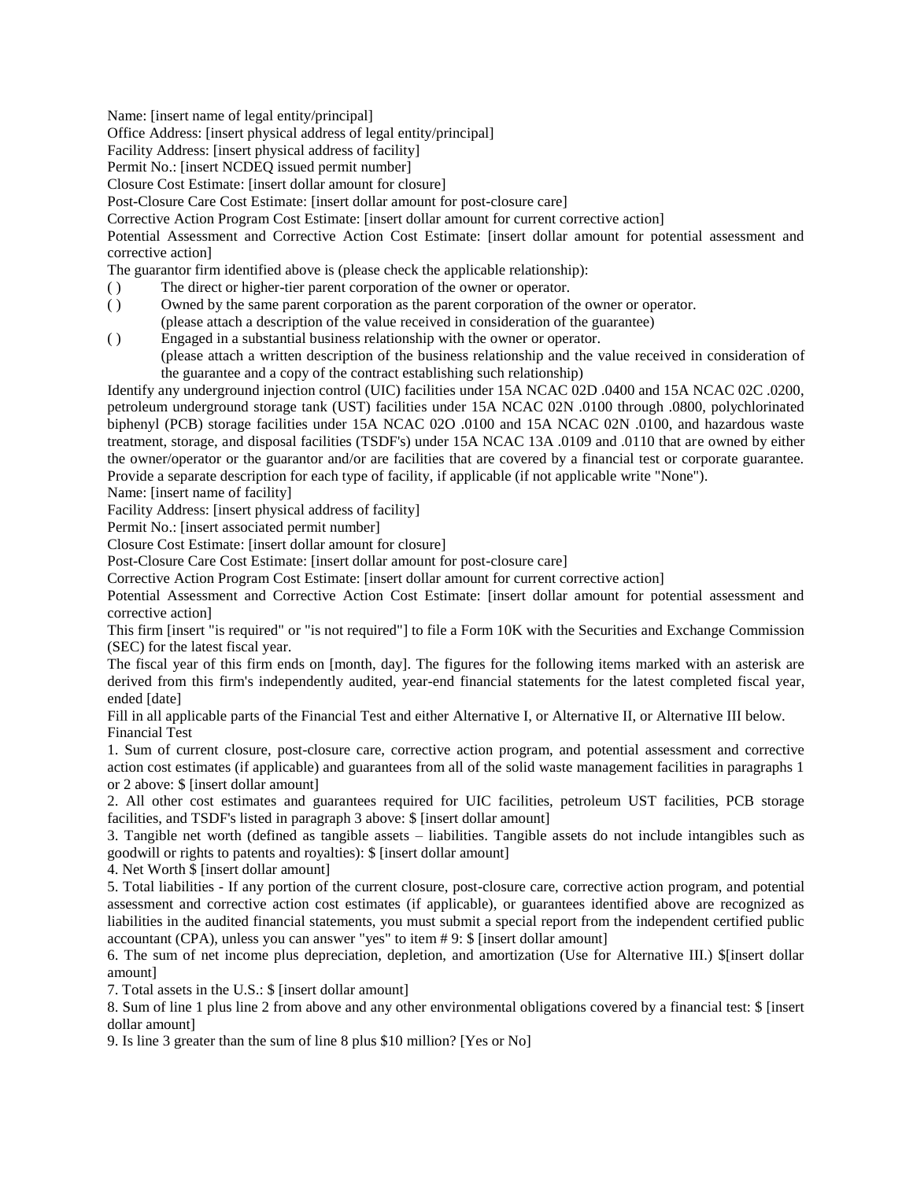Name: [insert name of legal entity/principal]

Office Address: [insert physical address of legal entity/principal]

Facility Address: [insert physical address of facility]

Permit No.: [insert NCDEQ issued permit number]

Closure Cost Estimate: [insert dollar amount for closure]

Post-Closure Care Cost Estimate: [insert dollar amount for post-closure care]

Corrective Action Program Cost Estimate: [insert dollar amount for current corrective action]

Potential Assessment and Corrective Action Cost Estimate: [insert dollar amount for potential assessment and corrective action]

The guarantor firm identified above is (please check the applicable relationship):

( ) The direct or higher-tier parent corporation of the owner or operator.

( ) Owned by the same parent corporation as the parent corporation of the owner or operator. (please attach a description of the value received in consideration of the guarantee)

( ) Engaged in a substantial business relationship with the owner or operator. (please attach a written description of the business relationship and the value received in consideration of the guarantee and a copy of the contract establishing such relationship)

Identify any underground injection control (UIC) facilities under 15A NCAC 02D .0400 and 15A NCAC 02C .0200, petroleum underground storage tank (UST) facilities under 15A NCAC 02N .0100 through .0800, polychlorinated biphenyl (PCB) storage facilities under 15A NCAC 02O .0100 and 15A NCAC 02N .0100, and hazardous waste treatment, storage, and disposal facilities (TSDF's) under 15A NCAC 13A .0109 and .0110 that are owned by either the owner/operator or the guarantor and/or are facilities that are covered by a financial test or corporate guarantee. Provide a separate description for each type of facility, if applicable (if not applicable write "None").

Name: [insert name of facility]

Facility Address: [insert physical address of facility]

Permit No.: [insert associated permit number]

Closure Cost Estimate: [insert dollar amount for closure]

Post-Closure Care Cost Estimate: [insert dollar amount for post-closure care]

Corrective Action Program Cost Estimate: [insert dollar amount for current corrective action]

Potential Assessment and Corrective Action Cost Estimate: [insert dollar amount for potential assessment and corrective action]

This firm [insert "is required" or "is not required"] to file a Form 10K with the Securities and Exchange Commission (SEC) for the latest fiscal year.

The fiscal year of this firm ends on [month, day]. The figures for the following items marked with an asterisk are derived from this firm's independently audited, year-end financial statements for the latest completed fiscal year, ended [date]

Fill in all applicable parts of the Financial Test and either Alternative I, or Alternative II, or Alternative III below.

Financial Test

1. Sum of current closure, post-closure care, corrective action program, and potential assessment and corrective action cost estimates (if applicable) and guarantees from all of the solid waste management facilities in paragraphs 1 or 2 above: $ [insert dollar amount]

2. All other cost estimates and guarantees required for UIC facilities, petroleum UST facilities, PCB storage facilities, and TSDF's listed in paragraph 3 above: $ [insert dollar amount]

3. Tangible net worth (defined as tangible assets – liabilities. Tangible assets do not include intangibles such as goodwill or rights to patents and royalties): $ [insert dollar amount]

4. Net Worth $ [insert dollar amount]

5. Total liabilities - If any portion of the current closure, post-closure care, corrective action program, and potential assessment and corrective action cost estimates (if applicable), or guarantees identified above are recognized as liabilities in the audited financial statements, you must submit a special report from the independent certified public accountant (CPA), unless you can answer "yes" to item # 9: $ [insert dollar amount]

6. The sum of net income plus depreciation, depletion, and amortization (Use for Alternative III.) $[insert dollar amount]

7. Total assets in the U.S.: $ [insert dollar amount]

8. Sum of line 1 plus line 2 from above and any other environmental obligations covered by a financial test: $ [insert dollar amount]

9. Is line 3 greater than the sum of line 8 plus $10 million? [Yes or No]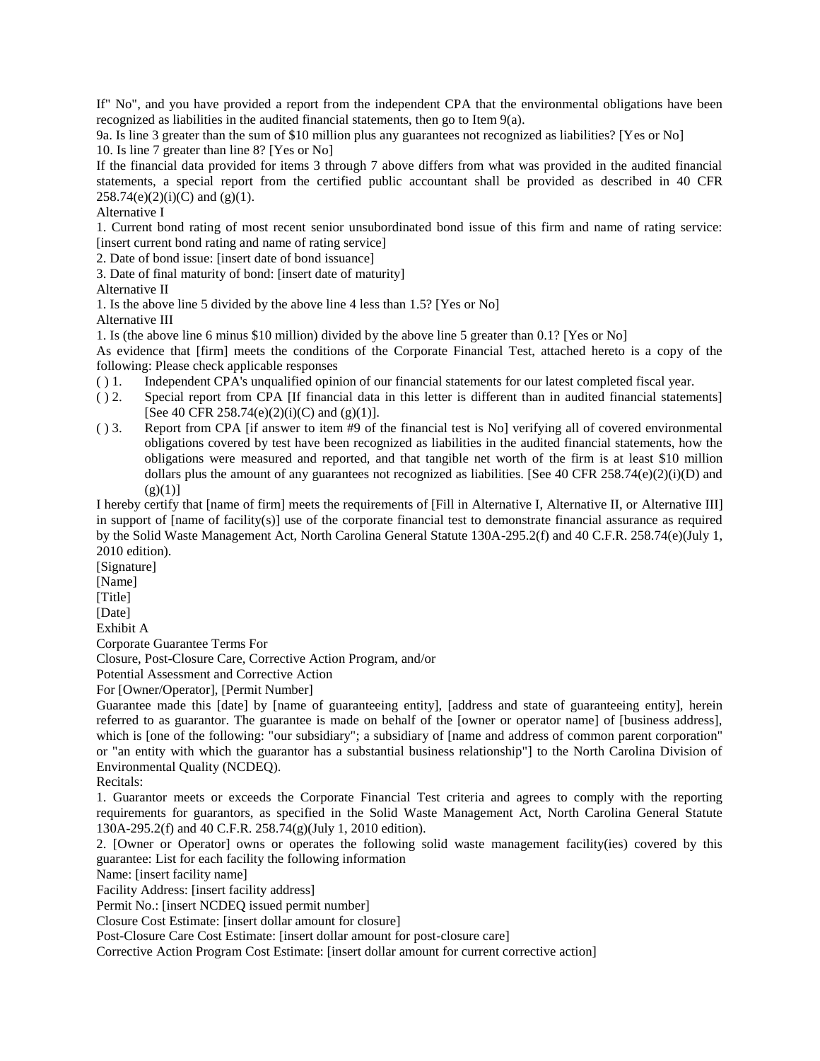If" No", and you have provided a report from the independent CPA that the environmental obligations have been recognized as liabilities in the audited financial statements, then go to Item 9(a).

9a. Is line 3 greater than the sum of $10 million plus any guarantees not recognized as liabilities? [Yes or No]

10. Is line 7 greater than line 8? [Yes or No]

If the financial data provided for items 3 through 7 above differs from what was provided in the audited financial statements, a special report from the certified public accountant shall be provided as described in 40 CFR 258.74(e)(2)(i)(C) and (g)(1).

Alternative I

1. Current bond rating of most recent senior unsubordinated bond issue of this firm and name of rating service: [insert current bond rating and name of rating service]

2. Date of bond issue: [insert date of bond issuance]

3. Date of final maturity of bond: [insert date of maturity]

Alternative II

1. Is the above line 5 divided by the above line 4 less than 1.5? [Yes or No]

Alternative III

1. Is (the above line 6 minus $10 million) divided by the above line 5 greater than 0.1? [Yes or No]

As evidence that [firm] meets the conditions of the Corporate Financial Test, attached hereto is a copy of the following: Please check applicable responses

( ) 1. Independent CPA's unqualified opinion of our financial statements for our latest completed fiscal year.

( ) 2. Special report from CPA [If financial data in this letter is different than in audited financial statements] [See 40 CFR 258.74(e)(2)(i)(C) and (g)(1)].

( ) 3. Report from CPA [if answer to item #9 of the financial test is No] verifying all of covered environmental obligations covered by test have been recognized as liabilities in the audited financial statements, how the obligations were measured and reported, and that tangible net worth of the firm is at least $10 million dollars plus the amount of any guarantees not recognized as liabilities. [See 40 CFR 258.74(e)(2)(i)(D) and (g)(1)]

I hereby certify that [name of firm] meets the requirements of [Fill in Alternative I, Alternative II, or Alternative III] in support of [name of facility(s)] use of the corporate financial test to demonstrate financial assurance as required by the Solid Waste Management Act, North Carolina General Statute 130A-295.2(f) and 40 C.F.R. 258.74(e)(July 1, 2010 edition).

[Signature]

[Name]

[Title]

[Date]

Exhibit A

Corporate Guarantee Terms For

Closure, Post-Closure Care, Corrective Action Program, and/or

Potential Assessment and Corrective Action

For [Owner/Operator], [Permit Number]

Guarantee made this [date] by [name of guaranteeing entity], [address and state of guaranteeing entity], herein referred to as guarantor. The guarantee is made on behalf of the [owner or operator name] of [business address], which is [one of the following: "our subsidiary"; a subsidiary of [name and address of common parent corporation" or "an entity with which the guarantor has a substantial business relationship"] to the North Carolina Division of Environmental Quality (NCDEQ).

Recitals:

1. Guarantor meets or exceeds the Corporate Financial Test criteria and agrees to comply with the reporting requirements for guarantors, as specified in the Solid Waste Management Act, North Carolina General Statute 130A-295.2(f) and 40 C.F.R. 258.74(g)(July 1, 2010 edition).

2. [Owner or Operator] owns or operates the following solid waste management facility(ies) covered by this guarantee: List for each facility the following information

Name: [insert facility name]

Facility Address: [insert facility address]

Permit No.: [insert NCDEQ issued permit number]

Closure Cost Estimate: [insert dollar amount for closure]

Post-Closure Care Cost Estimate: [insert dollar amount for post-closure care]

Corrective Action Program Cost Estimate: [insert dollar amount for current corrective action]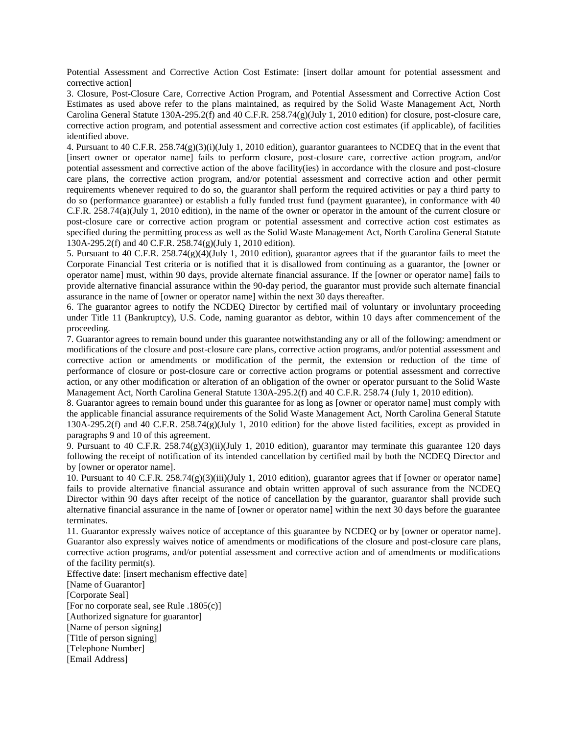Potential Assessment and Corrective Action Cost Estimate: [insert dollar amount for potential assessment and corrective action]

3. Closure, Post-Closure Care, Corrective Action Program, and Potential Assessment and Corrective Action Cost Estimates as used above refer to the plans maintained, as required by the Solid Waste Management Act, North Carolina General Statute 130A-295.2(f) and 40 C.F.R. 258.74(g)(July 1, 2010 edition) for closure, post-closure care, corrective action program, and potential assessment and corrective action cost estimates (if applicable), of facilities identified above.

4. Pursuant to 40 C.F.R. 258.74(g)(3)(i)(July 1, 2010 edition), guarantor guarantees to NCDEQ that in the event that [insert owner or operator name] fails to perform closure, post-closure care, corrective action program, and/or potential assessment and corrective action of the above facility(ies) in accordance with the closure and post-closure care plans, the corrective action program, and/or potential assessment and corrective action and other permit requirements whenever required to do so, the guarantor shall perform the required activities or pay a third party to do so (performance guarantee) or establish a fully funded trust fund (payment guarantee), in conformance with 40 C.F.R. 258.74(a)(July 1, 2010 edition), in the name of the owner or operator in the amount of the current closure or post-closure care or corrective action program or potential assessment and corrective action cost estimates as specified during the permitting process as well as the Solid Waste Management Act, North Carolina General Statute 130A-295.2(f) and 40 C.F.R. 258.74(g)(July 1, 2010 edition).

5. Pursuant to 40 C.F.R. 258.74(g)(4)(July 1, 2010 edition), guarantor agrees that if the guarantor fails to meet the Corporate Financial Test criteria or is notified that it is disallowed from continuing as a guarantor, the [owner or operator name] must, within 90 days, provide alternate financial assurance. If the [owner or operator name] fails to provide alternative financial assurance within the 90-day period, the guarantor must provide such alternate financial assurance in the name of [owner or operator name] within the next 30 days thereafter.

6. The guarantor agrees to notify the NCDEQ Director by certified mail of voluntary or involuntary proceeding under Title 11 (Bankruptcy), U.S. Code, naming guarantor as debtor, within 10 days after commencement of the proceeding.

7. Guarantor agrees to remain bound under this guarantee notwithstanding any or all of the following: amendment or modifications of the closure and post-closure care plans, corrective action programs, and/or potential assessment and corrective action or amendments or modification of the permit, the extension or reduction of the time of performance of closure or post-closure care or corrective action programs or potential assessment and corrective action, or any other modification or alteration of an obligation of the owner or operator pursuant to the Solid Waste Management Act, North Carolina General Statute 130A-295.2(f) and 40 C.F.R. 258.74 (July 1, 2010 edition).

8. Guarantor agrees to remain bound under this guarantee for as long as [owner or operator name] must comply with the applicable financial assurance requirements of the Solid Waste Management Act, North Carolina General Statute 130A-295.2(f) and 40 C.F.R. 258.74(g)(July 1, 2010 edition) for the above listed facilities, except as provided in paragraphs 9 and 10 of this agreement.

9. Pursuant to 40 C.F.R. 258.74(g)(3)(ii)(July 1, 2010 edition), guarantor may terminate this guarantee 120 days following the receipt of notification of its intended cancellation by certified mail by both the NCDEQ Director and by [owner or operator name].

10. Pursuant to 40 C.F.R. 258.74(g)(3)(iii)(July 1, 2010 edition), guarantor agrees that if [owner or operator name] fails to provide alternative financial assurance and obtain written approval of such assurance from the NCDEQ Director within 90 days after receipt of the notice of cancellation by the guarantor, guarantor shall provide such alternative financial assurance in the name of [owner or operator name] within the next 30 days before the guarantee terminates.

11. Guarantor expressly waives notice of acceptance of this guarantee by NCDEQ or by [owner or operator name]. Guarantor also expressly waives notice of amendments or modifications of the closure and post-closure care plans, corrective action programs, and/or potential assessment and corrective action and of amendments or modifications of the facility permit(s).

Effective date: [insert mechanism effective date]
[Name of Guarantor]
[Corporate Seal]
[For no corporate seal, see Rule .1805(c)]
[Authorized signature for guarantor]
[Name of person signing]
[Title of person signing]
[Telephone Number]
[Email Address]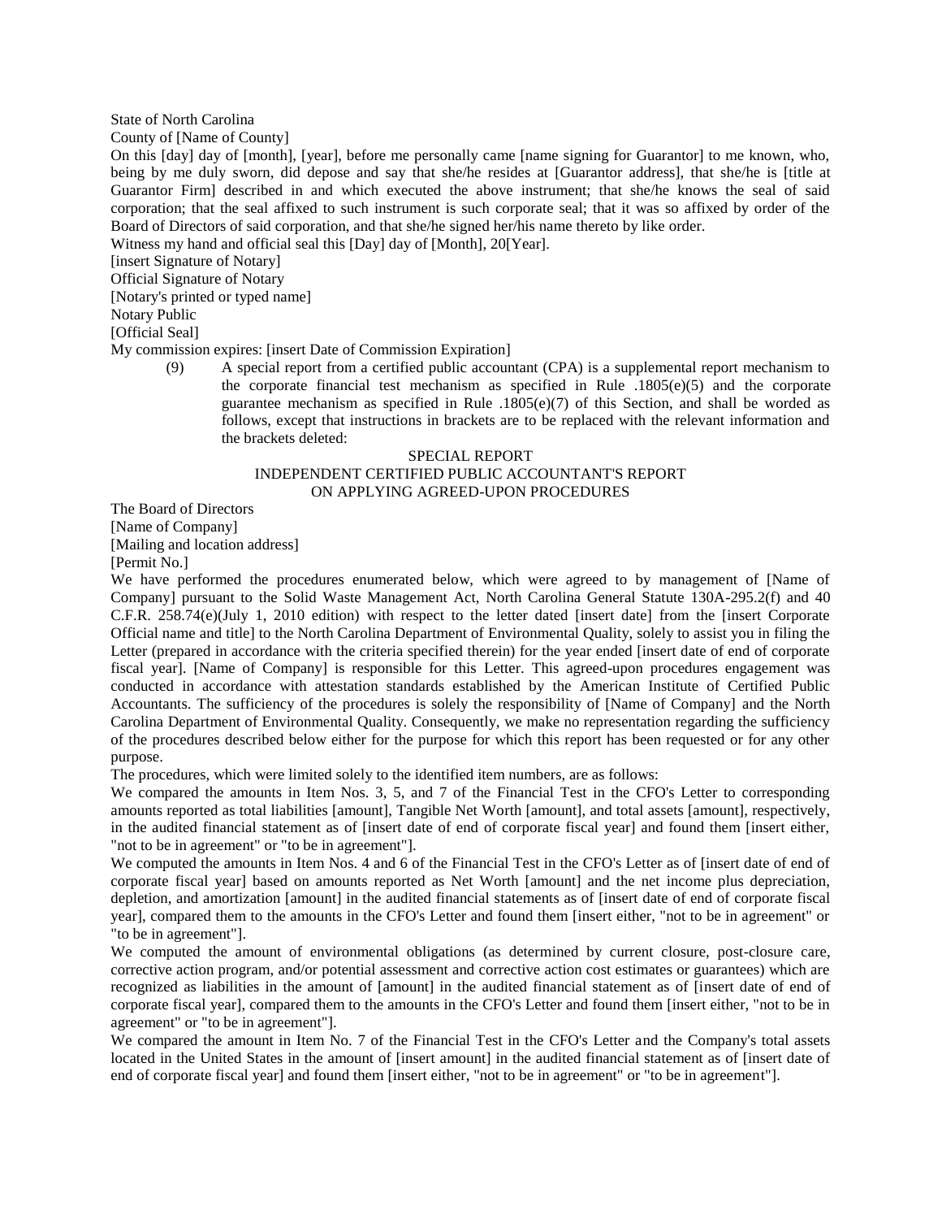State of North Carolina

County of [Name of County]

On this [day] day of [month], [year], before me personally came [name signing for Guarantor] to me known, who, being by me duly sworn, did depose and say that she/he resides at [Guarantor address], that she/he is [title at Guarantor Firm] described in and which executed the above instrument; that she/he knows the seal of said corporation; that the seal affixed to such instrument is such corporate seal; that it was so affixed by order of the Board of Directors of said corporation, and that she/he signed her/his name thereto by like order.

Witness my hand and official seal this [Day] day of [Month], 20[Year].

[insert Signature of Notary]

Official Signature of Notary

[Notary's printed or typed name]

Notary Public

[Official Seal]

My commission expires: [insert Date of Commission Expiration]

(9) A special report from a certified public accountant (CPA) is a supplemental report mechanism to the corporate financial test mechanism as specified in Rule .1805(e)(5) and the corporate guarantee mechanism as specified in Rule .1805(e)(7) of this Section, and shall be worded as follows, except that instructions in brackets are to be replaced with the relevant information and the brackets deleted:

SPECIAL REPORT

INDEPENDENT CERTIFIED PUBLIC ACCOUNTANT'S REPORT

ON APPLYING AGREED-UPON PROCEDURES

The Board of Directors

[Name of Company]

[Mailing and location address]

[Permit No.]

We have performed the procedures enumerated below, which were agreed to by management of [Name of Company] pursuant to the Solid Waste Management Act, North Carolina General Statute 130A-295.2(f) and 40 C.F.R. 258.74(e)(July 1, 2010 edition) with respect to the letter dated [insert date] from the [insert Corporate Official name and title] to the North Carolina Department of Environmental Quality, solely to assist you in filing the Letter (prepared in accordance with the criteria specified therein) for the year ended [insert date of end of corporate fiscal year]. [Name of Company] is responsible for this Letter. This agreed-upon procedures engagement was conducted in accordance with attestation standards established by the American Institute of Certified Public Accountants. The sufficiency of the procedures is solely the responsibility of [Name of Company] and the North Carolina Department of Environmental Quality. Consequently, we make no representation regarding the sufficiency of the procedures described below either for the purpose for which this report has been requested or for any other purpose.

The procedures, which were limited solely to the identified item numbers, are as follows:

We compared the amounts in Item Nos. 3, 5, and 7 of the Financial Test in the CFO's Letter to corresponding amounts reported as total liabilities [amount], Tangible Net Worth [amount], and total assets [amount], respectively, in the audited financial statement as of [insert date of end of corporate fiscal year] and found them [insert either, "not to be in agreement" or "to be in agreement"].

We computed the amounts in Item Nos. 4 and 6 of the Financial Test in the CFO's Letter as of [insert date of end of corporate fiscal year] based on amounts reported as Net Worth [amount] and the net income plus depreciation, depletion, and amortization [amount] in the audited financial statements as of [insert date of end of corporate fiscal year], compared them to the amounts in the CFO's Letter and found them [insert either, "not to be in agreement" or "to be in agreement"].

We computed the amount of environmental obligations (as determined by current closure, post-closure care, corrective action program, and/or potential assessment and corrective action cost estimates or guarantees) which are recognized as liabilities in the amount of [amount] in the audited financial statement as of [insert date of end of corporate fiscal year], compared them to the amounts in the CFO's Letter and found them [insert either, "not to be in agreement" or "to be in agreement"].

We compared the amount in Item No. 7 of the Financial Test in the CFO's Letter and the Company's total assets located in the United States in the amount of [insert amount] in the audited financial statement as of [insert date of end of corporate fiscal year] and found them [insert either, "not to be in agreement" or "to be in agreement"].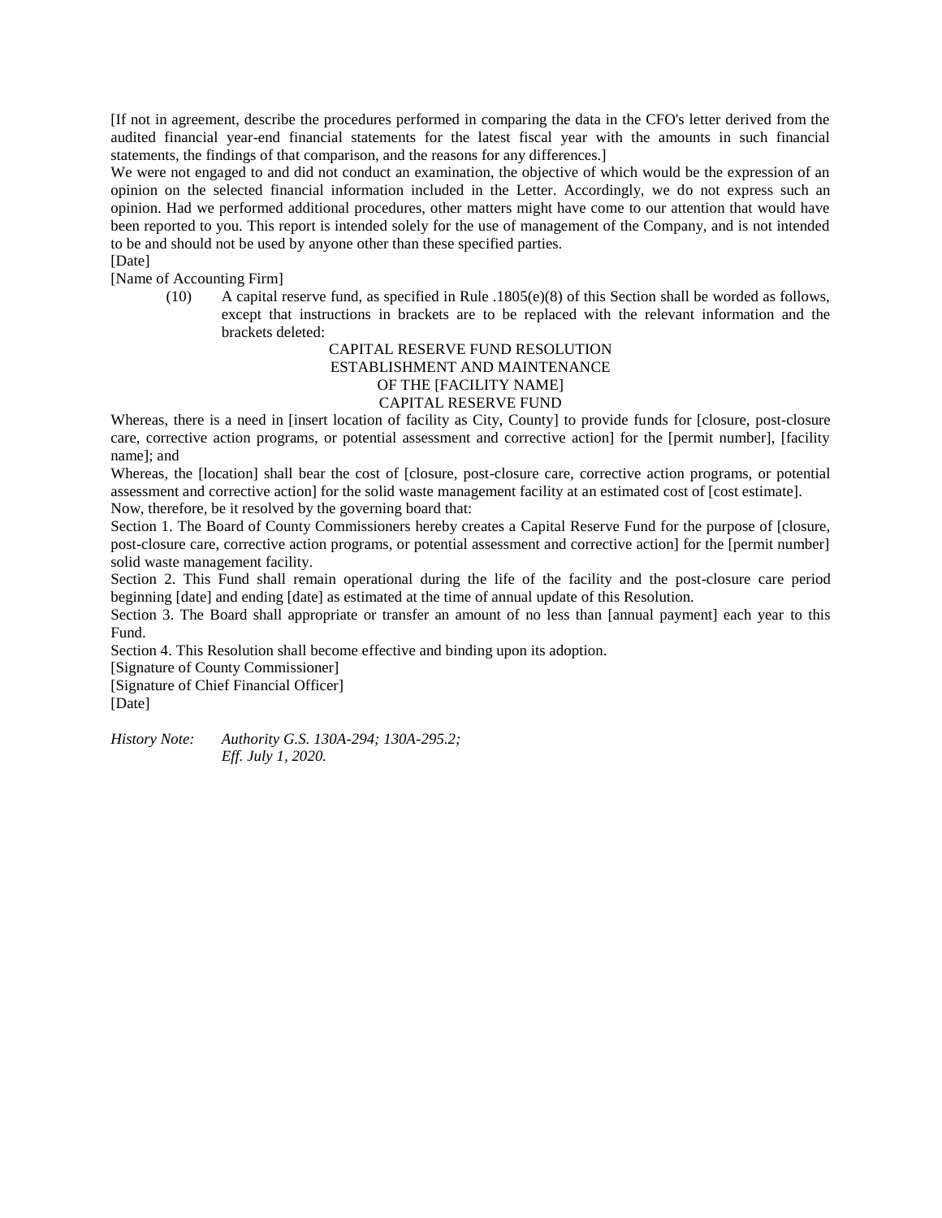[If not in agreement, describe the procedures performed in comparing the data in the CFO's letter derived from the audited financial year-end financial statements for the latest fiscal year with the amounts in such financial statements, the findings of that comparison, and the reasons for any differences.]

We were not engaged to and did not conduct an examination, the objective of which would be the expression of an opinion on the selected financial information included in the Letter. Accordingly, we do not express such an opinion. Had we performed additional procedures, other matters might have come to our attention that would have been reported to you. This report is intended solely for the use of management of the Company, and is not intended to be and should not be used by anyone other than these specified parties.

[Date]

[Name of Accounting Firm]

(10) A capital reserve fund, as specified in Rule .1805(e)(8) of this Section shall be worded as follows, except that instructions in brackets are to be replaced with the relevant information and the brackets deleted:

CAPITAL RESERVE FUND RESOLUTION
ESTABLISHMENT AND MAINTENANCE
OF THE [FACILITY NAME]
CAPITAL RESERVE FUND

Whereas, there is a need in [insert location of facility as City, County] to provide funds for [closure, post-closure care, corrective action programs, or potential assessment and corrective action] for the [permit number], [facility name]; and

Whereas, the [location] shall bear the cost of [closure, post-closure care, corrective action programs, or potential assessment and corrective action] for the solid waste management facility at an estimated cost of [cost estimate].

Now, therefore, be it resolved by the governing board that:

Section 1. The Board of County Commissioners hereby creates a Capital Reserve Fund for the purpose of [closure, post-closure care, corrective action programs, or potential assessment and corrective action] for the [permit number] solid waste management facility.

Section 2. This Fund shall remain operational during the life of the facility and the post-closure care period beginning [date] and ending [date] as estimated at the time of annual update of this Resolution.

Section 3. The Board shall appropriate or transfer an amount of no less than [annual payment] each year to this Fund.

Section 4. This Resolution shall become effective and binding upon its adoption.

[Signature of County Commissioner]

[Signature of Chief Financial Officer]

[Date]

*History Note: Authority G.S. 130A-294; 130A-295.2;*
*Eff. July 1, 2020.*